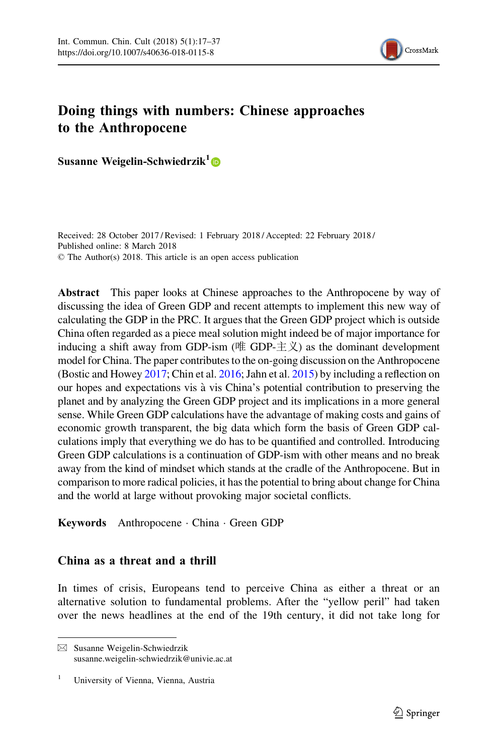# Doing things with numbers: Chinese approaches to the Anthropocene

**Susanne Weigelin-Schwiedrzik**[1]

Received: 28 October 2017 / Revised: 1 February 2018 / Accepted: 22 February 2018 / Published online: 8 March 2018
© The Author(s) 2018. This article is an open access publication

**Abstract** This paper looks at Chinese approaches to the Anthropocene by way of discussing the idea of Green GDP and recent attempts to implement this new way of calculating the GDP in the PRC. It argues that the Green GDP project which is outside China often regarded as a piece meal solution might indeed be of major importance for inducing a shift away from GDP-ism (唯 GDP-主义) as the dominant development model for China. The paper contributes to the on-going discussion on the Anthropocene (Bostic and Howey 2017; Chin et al. 2016; Jahn et al. 2015) by including a reflection on our hopes and expectations vis à vis China's potential contribution to preserving the planet and by analyzing the Green GDP project and its implications in a more general sense. While Green GDP calculations have the advantage of making costs and gains of economic growth transparent, the big data which form the basis of Green GDP calculations imply that everything we do has to be quantified and controlled. Introducing Green GDP calculations is a continuation of GDP-ism with other means and no break away from the kind of mindset which stands at the cradle of the Anthropocene. But in comparison to more radical policies, it has the potential to bring about change for China and the world at large without provoking major societal conflicts.

**Keywords** Anthropocene · China · Green GDP

## China as a threat and a thrill

In times of crisis, Europeans tend to perceive China as either a threat or an alternative solution to fundamental problems. After the "yellow peril" had taken over the news headlines at the end of the 19th century, it did not take long for

---

✉ Susanne Weigelin-Schwiedrzik
susanne.weigelin-schwiedrzik@univie.ac.at

[1] University of Vienna, Vienna, Austria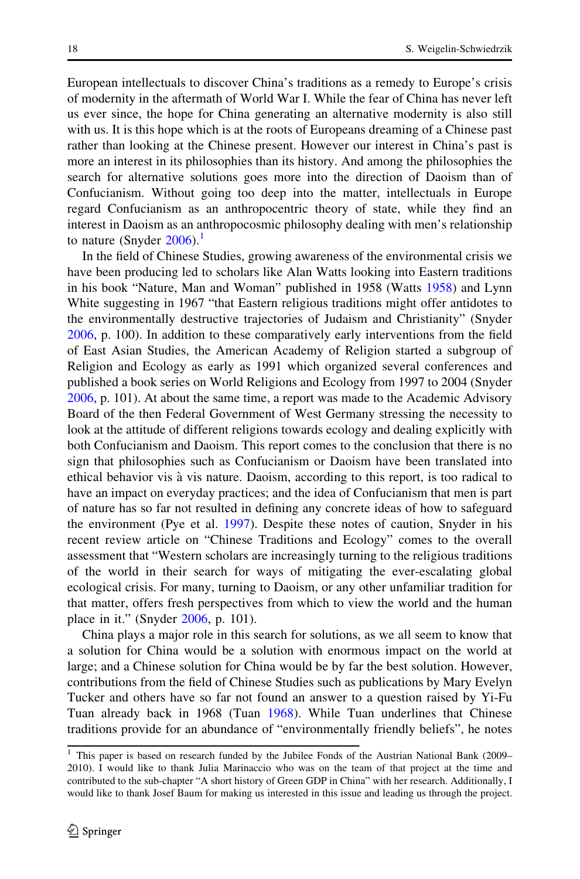European intellectuals to discover China's traditions as a remedy to Europe's crisis of modernity in the aftermath of World War I. While the fear of China has never left us ever since, the hope for China generating an alternative modernity is also still with us. It is this hope which is at the roots of Europeans dreaming of a Chinese past rather than looking at the Chinese present. However our interest in China's past is more an interest in its philosophies than its history. And among the philosophies the search for alternative solutions goes more into the direction of Daoism than of Confucianism. Without going too deep into the matter, intellectuals in Europe regard Confucianism as an anthropocentric theory of state, while they find an interest in Daoism as an anthropocosmic philosophy dealing with men's relationship to nature (Snyder 2006).[1]

In the field of Chinese Studies, growing awareness of the environmental crisis we have been producing led to scholars like Alan Watts looking into Eastern traditions in his book "Nature, Man and Woman" published in 1958 (Watts 1958) and Lynn White suggesting in 1967 "that Eastern religious traditions might offer antidotes to the environmentally destructive trajectories of Judaism and Christianity" (Snyder 2006, p. 100). In addition to these comparatively early interventions from the field of East Asian Studies, the American Academy of Religion started a subgroup of Religion and Ecology as early as 1991 which organized several conferences and published a book series on World Religions and Ecology from 1997 to 2004 (Snyder 2006, p. 101). At about the same time, a report was made to the Academic Advisory Board of the then Federal Government of West Germany stressing the necessity to look at the attitude of different religions towards ecology and dealing explicitly with both Confucianism and Daoism. This report comes to the conclusion that there is no sign that philosophies such as Confucianism or Daoism have been translated into ethical behavior vis à vis nature. Daoism, according to this report, is too radical to have an impact on everyday practices; and the idea of Confucianism that men is part of nature has so far not resulted in defining any concrete ideas of how to safeguard the environment (Pye et al. 1997). Despite these notes of caution, Snyder in his recent review article on "Chinese Traditions and Ecology" comes to the overall assessment that "Western scholars are increasingly turning to the religious traditions of the world in their search for ways of mitigating the ever-escalating global ecological crisis. For many, turning to Daoism, or any other unfamiliar tradition for that matter, offers fresh perspectives from which to view the world and the human place in it." (Snyder 2006, p. 101).

China plays a major role in this search for solutions, as we all seem to know that a solution for China would be a solution with enormous impact on the world at large; and a Chinese solution for China would be by far the best solution. However, contributions from the field of Chinese Studies such as publications by Mary Evelyn Tucker and others have so far not found an answer to a question raised by Yi-Fu Tuan already back in 1968 (Tuan 1968). While Tuan underlines that Chinese traditions provide for an abundance of "environmentally friendly beliefs", he notes

[1] This paper is based on research funded by the Jubilee Fonds of the Austrian National Bank (2009–2010). I would like to thank Julia Marinaccio who was on the team of that project at the time and contributed to the sub-chapter "A short history of Green GDP in China" with her research. Additionally, I would like to thank Josef Baum for making us interested in this issue and leading us through the project.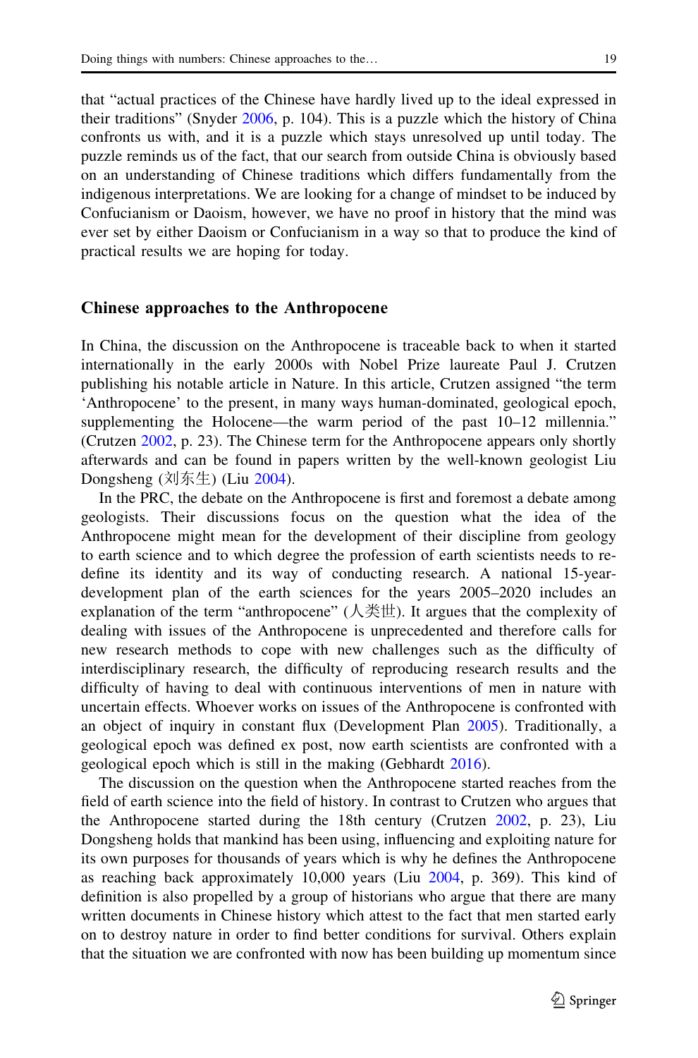that "actual practices of the Chinese have hardly lived up to the ideal expressed in their traditions" (Snyder 2006, p. 104). This is a puzzle which the history of China confronts us with, and it is a puzzle which stays unresolved up until today. The puzzle reminds us of the fact, that our search from outside China is obviously based on an understanding of Chinese traditions which differs fundamentally from the indigenous interpretations. We are looking for a change of mindset to be induced by Confucianism or Daoism, however, we have no proof in history that the mind was ever set by either Daoism or Confucianism in a way so that to produce the kind of practical results we are hoping for today.

## Chinese approaches to the Anthropocene

In China, the discussion on the Anthropocene is traceable back to when it started internationally in the early 2000s with Nobel Prize laureate Paul J. Crutzen publishing his notable article in Nature. In this article, Crutzen assigned "the term 'Anthropocene' to the present, in many ways human-dominated, geological epoch, supplementing the Holocene—the warm period of the past 10–12 millennia." (Crutzen 2002, p. 23). The Chinese term for the Anthropocene appears only shortly afterwards and can be found in papers written by the well-known geologist Liu Dongsheng (刘东生) (Liu 2004).

In the PRC, the debate on the Anthropocene is first and foremost a debate among geologists. Their discussions focus on the question what the idea of the Anthropocene might mean for the development of their discipline from geology to earth science and to which degree the profession of earth scientists needs to re-define its identity and its way of conducting research. A national 15-year-development plan of the earth sciences for the years 2005–2020 includes an explanation of the term "anthropocene" (人类世). It argues that the complexity of dealing with issues of the Anthropocene is unprecedented and therefore calls for new research methods to cope with new challenges such as the difficulty of interdisciplinary research, the difficulty of reproducing research results and the difficulty of having to deal with continuous interventions of men in nature with uncertain effects. Whoever works on issues of the Anthropocene is confronted with an object of inquiry in constant flux (Development Plan 2005). Traditionally, a geological epoch was defined ex post, now earth scientists are confronted with a geological epoch which is still in the making (Gebhardt 2016).

The discussion on the question when the Anthropocene started reaches from the field of earth science into the field of history. In contrast to Crutzen who argues that the Anthropocene started during the 18th century (Crutzen 2002, p. 23), Liu Dongsheng holds that mankind has been using, influencing and exploiting nature for its own purposes for thousands of years which is why he defines the Anthropocene as reaching back approximately 10,000 years (Liu 2004, p. 369). This kind of definition is also propelled by a group of historians who argue that there are many written documents in Chinese history which attest to the fact that men started early on to destroy nature in order to find better conditions for survival. Others explain that the situation we are confronted with now has been building up momentum since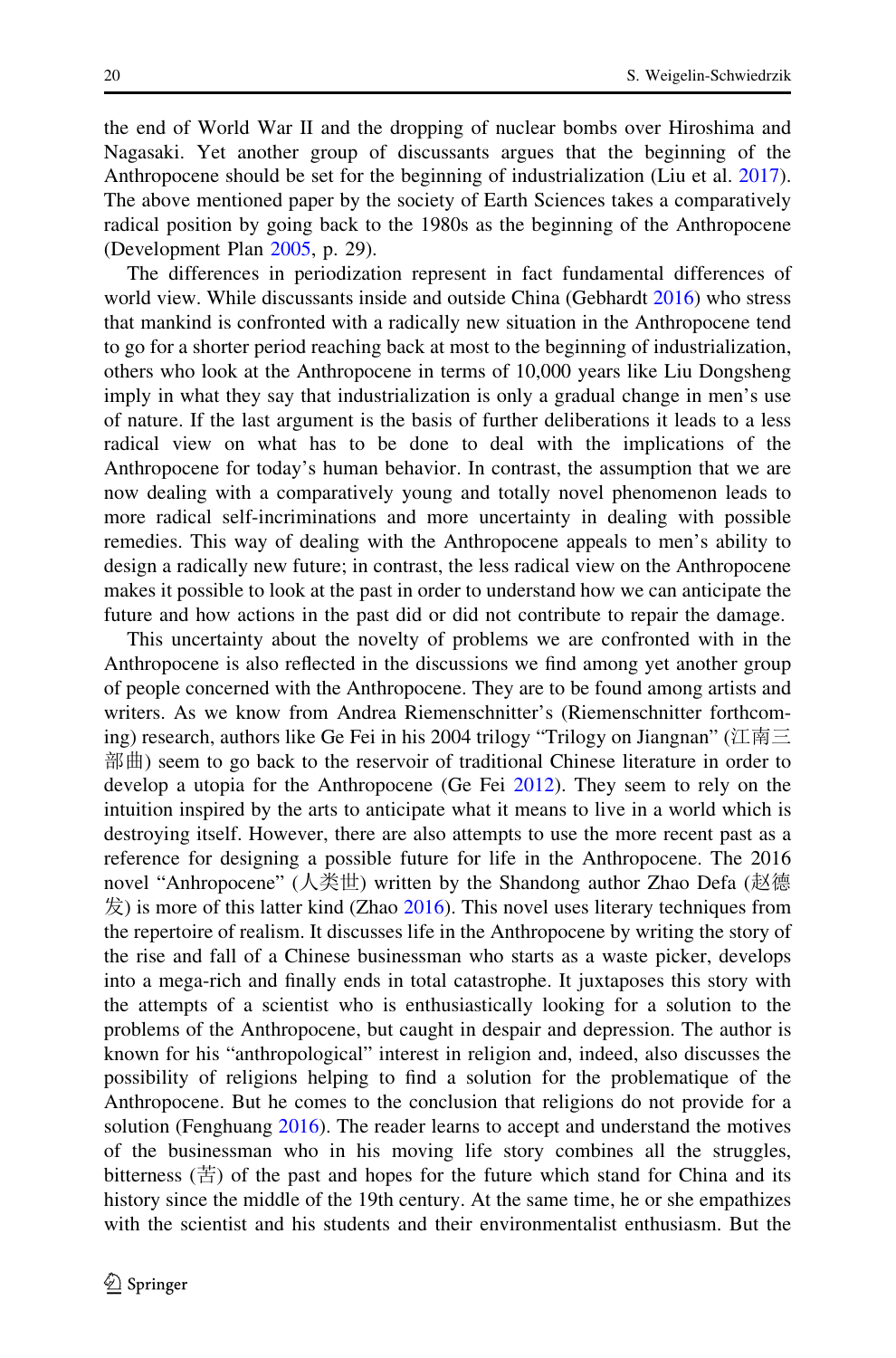the end of World War II and the dropping of nuclear bombs over Hiroshima and Nagasaki. Yet another group of discussants argues that the beginning of the Anthropocene should be set for the beginning of industrialization (Liu et al. 2017). The above mentioned paper by the society of Earth Sciences takes a comparatively radical position by going back to the 1980s as the beginning of the Anthropocene (Development Plan 2005, p. 29).

The differences in periodization represent in fact fundamental differences of world view. While discussants inside and outside China (Gebhardt 2016) who stress that mankind is confronted with a radically new situation in the Anthropocene tend to go for a shorter period reaching back at most to the beginning of industrialization, others who look at the Anthropocene in terms of 10,000 years like Liu Dongsheng imply in what they say that industrialization is only a gradual change in men's use of nature. If the last argument is the basis of further deliberations it leads to a less radical view on what has to be done to deal with the implications of the Anthropocene for today's human behavior. In contrast, the assumption that we are now dealing with a comparatively young and totally novel phenomenon leads to more radical self-incriminations and more uncertainty in dealing with possible remedies. This way of dealing with the Anthropocene appeals to men's ability to design a radically new future; in contrast, the less radical view on the Anthropocene makes it possible to look at the past in order to understand how we can anticipate the future and how actions in the past did or did not contribute to repair the damage.

This uncertainty about the novelty of problems we are confronted with in the Anthropocene is also reflected in the discussions we find among yet another group of people concerned with the Anthropocene. They are to be found among artists and writers. As we know from Andrea Riemenschnitter's (Riemenschnitter forthcoming) research, authors like Ge Fei in his 2004 trilogy "Trilogy on Jiangnan" (江南三部曲) seem to go back to the reservoir of traditional Chinese literature in order to develop a utopia for the Anthropocene (Ge Fei 2012). They seem to rely on the intuition inspired by the arts to anticipate what it means to live in a world which is destroying itself. However, there are also attempts to use the more recent past as a reference for designing a possible future for life in the Anthropocene. The 2016 novel "Anhropocene" (人类世) written by the Shandong author Zhao Defa (赵德发) is more of this latter kind (Zhao 2016). This novel uses literary techniques from the repertoire of realism. It discusses life in the Anthropocene by writing the story of the rise and fall of a Chinese businessman who starts as a waste picker, develops into a mega-rich and finally ends in total catastrophe. It juxtaposes this story with the attempts of a scientist who is enthusiastically looking for a solution to the problems of the Anthropocene, but caught in despair and depression. The author is known for his "anthropological" interest in religion and, indeed, also discusses the possibility of religions helping to find a solution for the problematique of the Anthropocene. But he comes to the conclusion that religions do not provide for a solution (Fenghuang 2016). The reader learns to accept and understand the motives of the businessman who in his moving life story combines all the struggles, bitterness (苦) of the past and hopes for the future which stand for China and its history since the middle of the 19th century. At the same time, he or she empathizes with the scientist and his students and their environmentalist enthusiasm. But the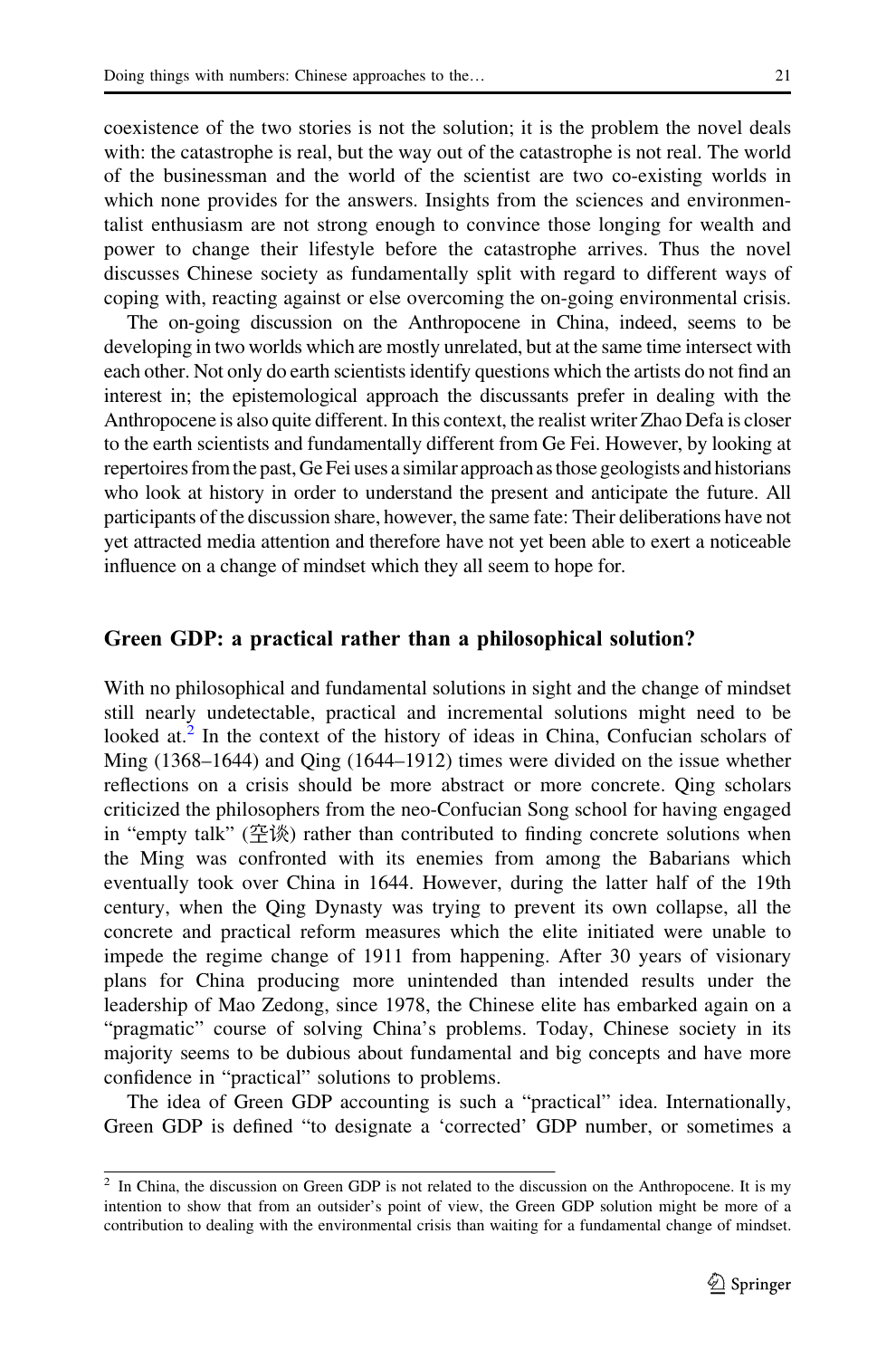coexistence of the two stories is not the solution; it is the problem the novel deals with: the catastrophe is real, but the way out of the catastrophe is not real. The world of the businessman and the world of the scientist are two co-existing worlds in which none provides for the answers. Insights from the sciences and environmentalist enthusiasm are not strong enough to convince those longing for wealth and power to change their lifestyle before the catastrophe arrives. Thus the novel discusses Chinese society as fundamentally split with regard to different ways of coping with, reacting against or else overcoming the on-going environmental crisis.

The on-going discussion on the Anthropocene in China, indeed, seems to be developing in two worlds which are mostly unrelated, but at the same time intersect with each other. Not only do earth scientists identify questions which the artists do not find an interest in; the epistemological approach the discussants prefer in dealing with the Anthropocene is also quite different. In this context, the realist writer Zhao Defa is closer to the earth scientists and fundamentally different from Ge Fei. However, by looking at repertoires from the past, Ge Fei uses a similar approach as those geologists and historians who look at history in order to understand the present and anticipate the future. All participants of the discussion share, however, the same fate: Their deliberations have not yet attracted media attention and therefore have not yet been able to exert a noticeable influence on a change of mindset which they all seem to hope for.

## Green GDP: a practical rather than a philosophical solution?

With no philosophical and fundamental solutions in sight and the change of mindset still nearly undetectable, practical and incremental solutions might need to be looked at.[2] In the context of the history of ideas in China, Confucian scholars of Ming (1368–1644) and Qing (1644–1912) times were divided on the issue whether reflections on a crisis should be more abstract or more concrete. Qing scholars criticized the philosophers from the neo-Confucian Song school for having engaged in "empty talk" (空谈) rather than contributed to finding concrete solutions when the Ming was confronted with its enemies from among the Babarians which eventually took over China in 1644. However, during the latter half of the 19th century, when the Qing Dynasty was trying to prevent its own collapse, all the concrete and practical reform measures which the elite initiated were unable to impede the regime change of 1911 from happening. After 30 years of visionary plans for China producing more unintended than intended results under the leadership of Mao Zedong, since 1978, the Chinese elite has embarked again on a "pragmatic" course of solving China's problems. Today, Chinese society in its majority seems to be dubious about fundamental and big concepts and have more confidence in "practical" solutions to problems.

The idea of Green GDP accounting is such a "practical" idea. Internationally, Green GDP is defined "to designate a 'corrected' GDP number, or sometimes a

[2] In China, the discussion on Green GDP is not related to the discussion on the Anthropocene. It is my intention to show that from an outsider's point of view, the Green GDP solution might be more of a contribution to dealing with the environmental crisis than waiting for a fundamental change of mindset.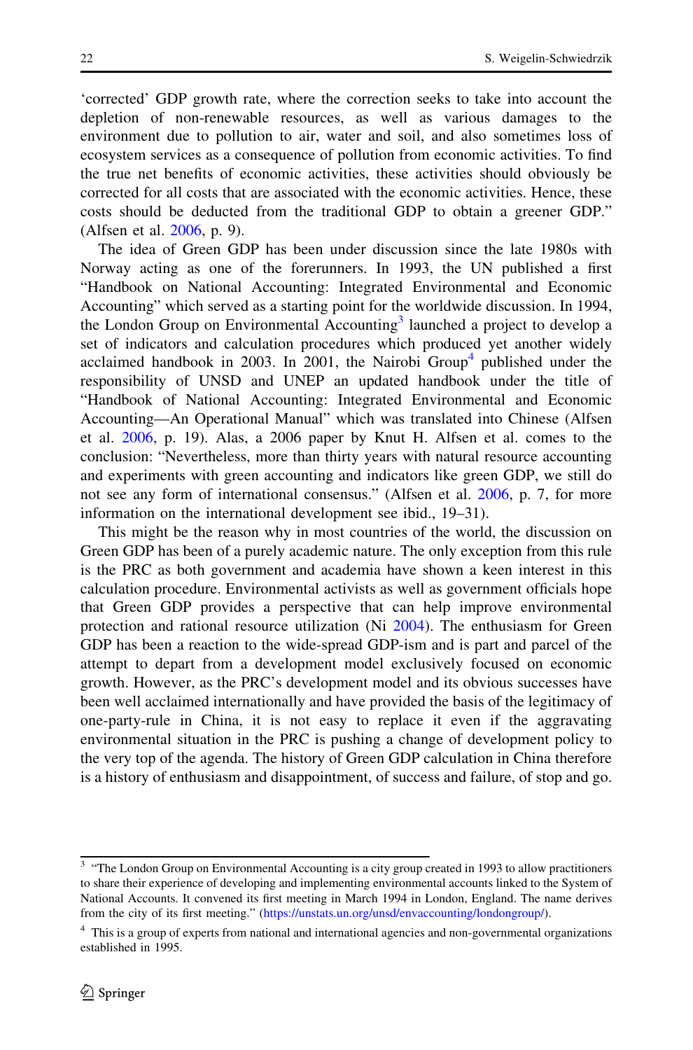'corrected' GDP growth rate, where the correction seeks to take into account the depletion of non-renewable resources, as well as various damages to the environment due to pollution to air, water and soil, and also sometimes loss of ecosystem services as a consequence of pollution from economic activities. To find the true net benefits of economic activities, these activities should obviously be corrected for all costs that are associated with the economic activities. Hence, these costs should be deducted from the traditional GDP to obtain a greener GDP." (Alfsen et al. 2006, p. 9).

The idea of Green GDP has been under discussion since the late 1980s with Norway acting as one of the forerunners. In 1993, the UN published a first "Handbook on National Accounting: Integrated Environmental and Economic Accounting" which served as a starting point for the worldwide discussion. In 1994, the London Group on Environmental Accounting[3] launched a project to develop a set of indicators and calculation procedures which produced yet another widely acclaimed handbook in 2003. In 2001, the Nairobi Group[4] published under the responsibility of UNSD and UNEP an updated handbook under the title of "Handbook of National Accounting: Integrated Environmental and Economic Accounting—An Operational Manual" which was translated into Chinese (Alfsen et al. 2006, p. 19). Alas, a 2006 paper by Knut H. Alfsen et al. comes to the conclusion: "Nevertheless, more than thirty years with natural resource accounting and experiments with green accounting and indicators like green GDP, we still do not see any form of international consensus." (Alfsen et al. 2006, p. 7, for more information on the international development see ibid., 19–31).

This might be the reason why in most countries of the world, the discussion on Green GDP has been of a purely academic nature. The only exception from this rule is the PRC as both government and academia have shown a keen interest in this calculation procedure. Environmental activists as well as government officials hope that Green GDP provides a perspective that can help improve environmental protection and rational resource utilization (Ni 2004). The enthusiasm for Green GDP has been a reaction to the wide-spread GDP-ism and is part and parcel of the attempt to depart from a development model exclusively focused on economic growth. However, as the PRC's development model and its obvious successes have been well acclaimed internationally and have provided the basis of the legitimacy of one-party-rule in China, it is not easy to replace it even if the aggravating environmental situation in the PRC is pushing a change of development policy to the very top of the agenda. The history of Green GDP calculation in China therefore is a history of enthusiasm and disappointment, of success and failure, of stop and go.

---

[3] "The London Group on Environmental Accounting is a city group created in 1993 to allow practitioners to share their experience of developing and implementing environmental accounts linked to the System of National Accounts. It convened its first meeting in March 1994 in London, England. The name derives from the city of its first meeting." (https://unstats.un.org/unsd/envaccounting/londongroup/).

[4] This is a group of experts from national and international agencies and non-governmental organizations established in 1995.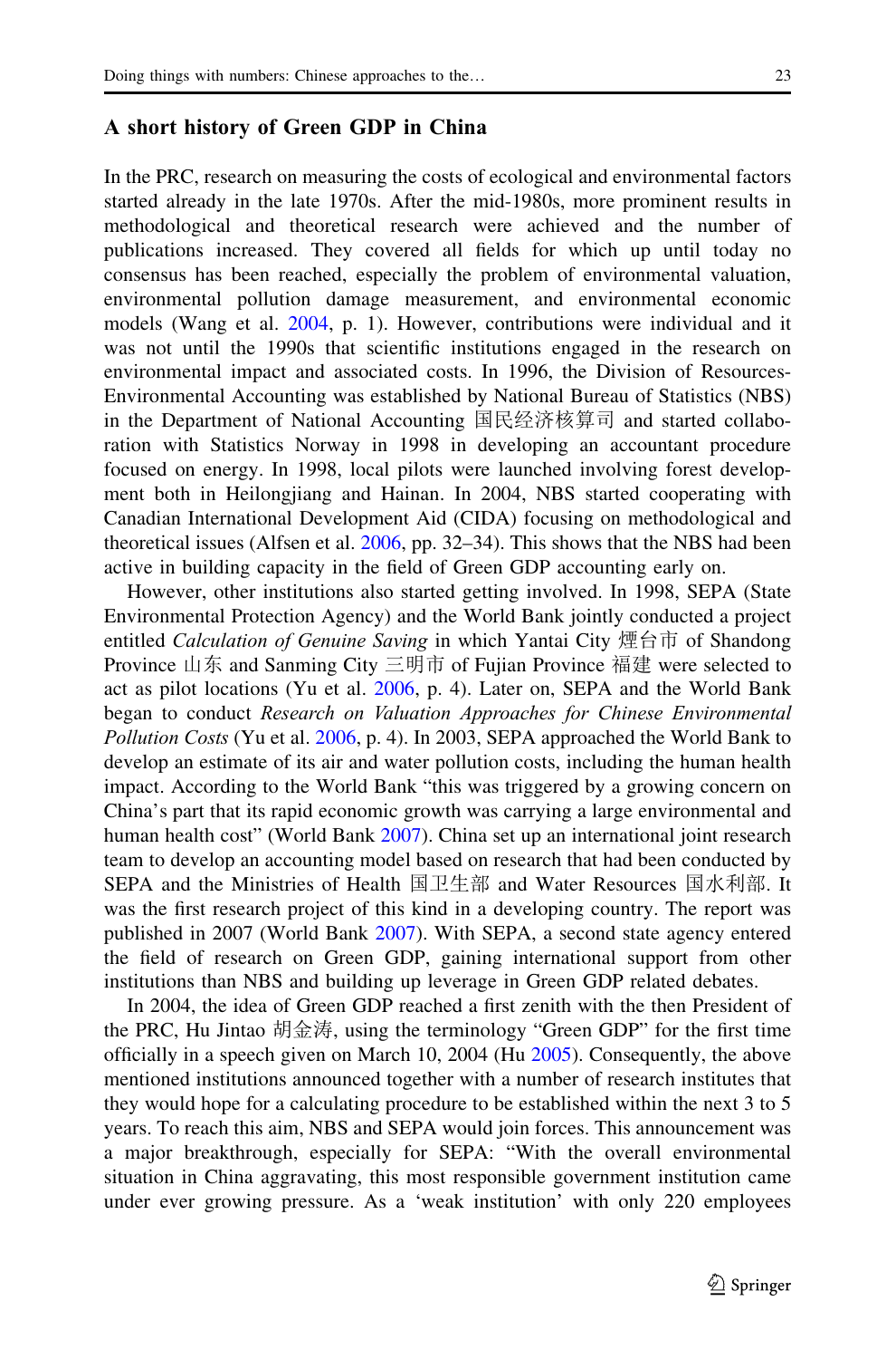## A short history of Green GDP in China

In the PRC, research on measuring the costs of ecological and environmental factors started already in the late 1970s. After the mid-1980s, more prominent results in methodological and theoretical research were achieved and the number of publications increased. They covered all fields for which up until today no consensus has been reached, especially the problem of environmental valuation, environmental pollution damage measurement, and environmental economic models (Wang et al. 2004, p. 1). However, contributions were individual and it was not until the 1990s that scientific institutions engaged in the research on environmental impact and associated costs. In 1996, the Division of Resources-Environmental Accounting was established by National Bureau of Statistics (NBS) in the Department of National Accounting 国民经济核算司 and started collaboration with Statistics Norway in 1998 in developing an accountant procedure focused on energy. In 1998, local pilots were launched involving forest development both in Heilongjiang and Hainan. In 2004, NBS started cooperating with Canadian International Development Aid (CIDA) focusing on methodological and theoretical issues (Alfsen et al. 2006, pp. 32–34). This shows that the NBS had been active in building capacity in the field of Green GDP accounting early on.

However, other institutions also started getting involved. In 1998, SEPA (State Environmental Protection Agency) and the World Bank jointly conducted a project entitled *Calculation of Genuine Saving* in which Yantai City 煙台市 of Shandong Province 山东 and Sanming City 三明市 of Fujian Province 福建 were selected to act as pilot locations (Yu et al. 2006, p. 4). Later on, SEPA and the World Bank began to conduct *Research on Valuation Approaches for Chinese Environmental Pollution Costs* (Yu et al. 2006, p. 4). In 2003, SEPA approached the World Bank to develop an estimate of its air and water pollution costs, including the human health impact. According to the World Bank "this was triggered by a growing concern on China's part that its rapid economic growth was carrying a large environmental and human health cost" (World Bank 2007). China set up an international joint research team to develop an accounting model based on research that had been conducted by SEPA and the Ministries of Health 国卫生部 and Water Resources 国水利部. It was the first research project of this kind in a developing country. The report was published in 2007 (World Bank 2007). With SEPA, a second state agency entered the field of research on Green GDP, gaining international support from other institutions than NBS and building up leverage in Green GDP related debates.

In 2004, the idea of Green GDP reached a first zenith with the then President of the PRC, Hu Jintao 胡金涛, using the terminology "Green GDP" for the first time officially in a speech given on March 10, 2004 (Hu 2005). Consequently, the above mentioned institutions announced together with a number of research institutes that they would hope for a calculating procedure to be established within the next 3 to 5 years. To reach this aim, NBS and SEPA would join forces. This announcement was a major breakthrough, especially for SEPA: "With the overall environmental situation in China aggravating, this most responsible government institution came under ever growing pressure. As a 'weak institution' with only 220 employees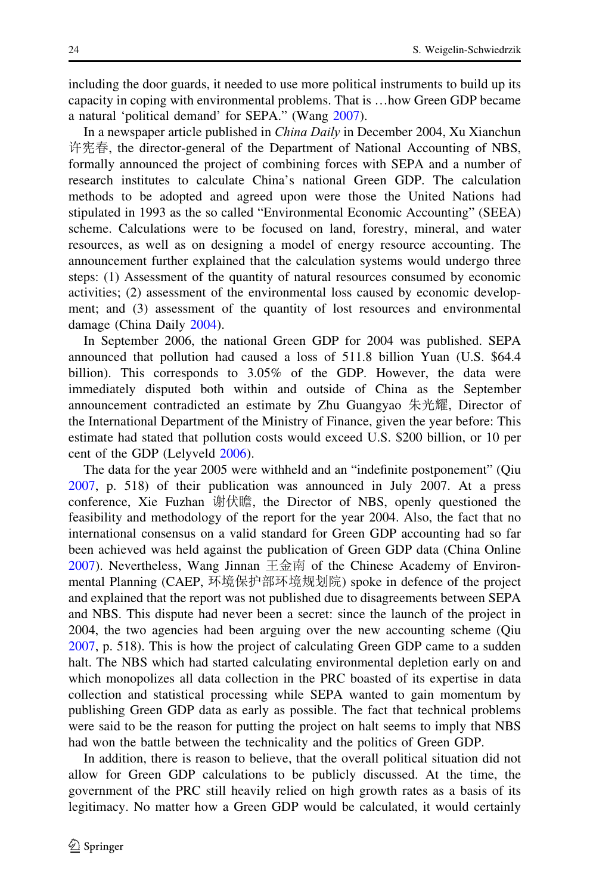including the door guards, it needed to use more political instruments to build up its capacity in coping with environmental problems. That is …how Green GDP became a natural 'political demand' for SEPA." (Wang 2007).

In a newspaper article published in *China Daily* in December 2004, Xu Xianchun 许宪春, the director-general of the Department of National Accounting of NBS, formally announced the project of combining forces with SEPA and a number of research institutes to calculate China's national Green GDP. The calculation methods to be adopted and agreed upon were those the United Nations had stipulated in 1993 as the so called "Environmental Economic Accounting" (SEEA) scheme. Calculations were to be focused on land, forestry, mineral, and water resources, as well as on designing a model of energy resource accounting. The announcement further explained that the calculation systems would undergo three steps: (1) Assessment of the quantity of natural resources consumed by economic activities; (2) assessment of the environmental loss caused by economic development; and (3) assessment of the quantity of lost resources and environmental damage (China Daily 2004).

In September 2006, the national Green GDP for 2004 was published. SEPA announced that pollution had caused a loss of 511.8 billion Yuan (U.S. $64.4 billion). This corresponds to 3.05% of the GDP. However, the data were immediately disputed both within and outside of China as the September announcement contradicted an estimate by Zhu Guangyao 朱光耀, Director of the International Department of the Ministry of Finance, given the year before: This estimate had stated that pollution costs would exceed U.S. $200 billion, or 10 per cent of the GDP (Lelyveld 2006).

The data for the year 2005 were withheld and an "indefinite postponement" (Qiu 2007, p. 518) of their publication was announced in July 2007. At a press conference, Xie Fuzhan 谢伏瞻, the Director of NBS, openly questioned the feasibility and methodology of the report for the year 2004. Also, the fact that no international consensus on a valid standard for Green GDP accounting had so far been achieved was held against the publication of Green GDP data (China Online 2007). Nevertheless, Wang Jinnan 王金南 of the Chinese Academy of Environmental Planning (CAEP, 环境保护部环境规划院) spoke in defence of the project and explained that the report was not published due to disagreements between SEPA and NBS. This dispute had never been a secret: since the launch of the project in 2004, the two agencies had been arguing over the new accounting scheme (Qiu 2007, p. 518). This is how the project of calculating Green GDP came to a sudden halt. The NBS which had started calculating environmental depletion early on and which monopolizes all data collection in the PRC boasted of its expertise in data collection and statistical processing while SEPA wanted to gain momentum by publishing Green GDP data as early as possible. The fact that technical problems were said to be the reason for putting the project on halt seems to imply that NBS had won the battle between the technicality and the politics of Green GDP.

In addition, there is reason to believe, that the overall political situation did not allow for Green GDP calculations to be publicly discussed. At the time, the government of the PRC still heavily relied on high growth rates as a basis of its legitimacy. No matter how a Green GDP would be calculated, it would certainly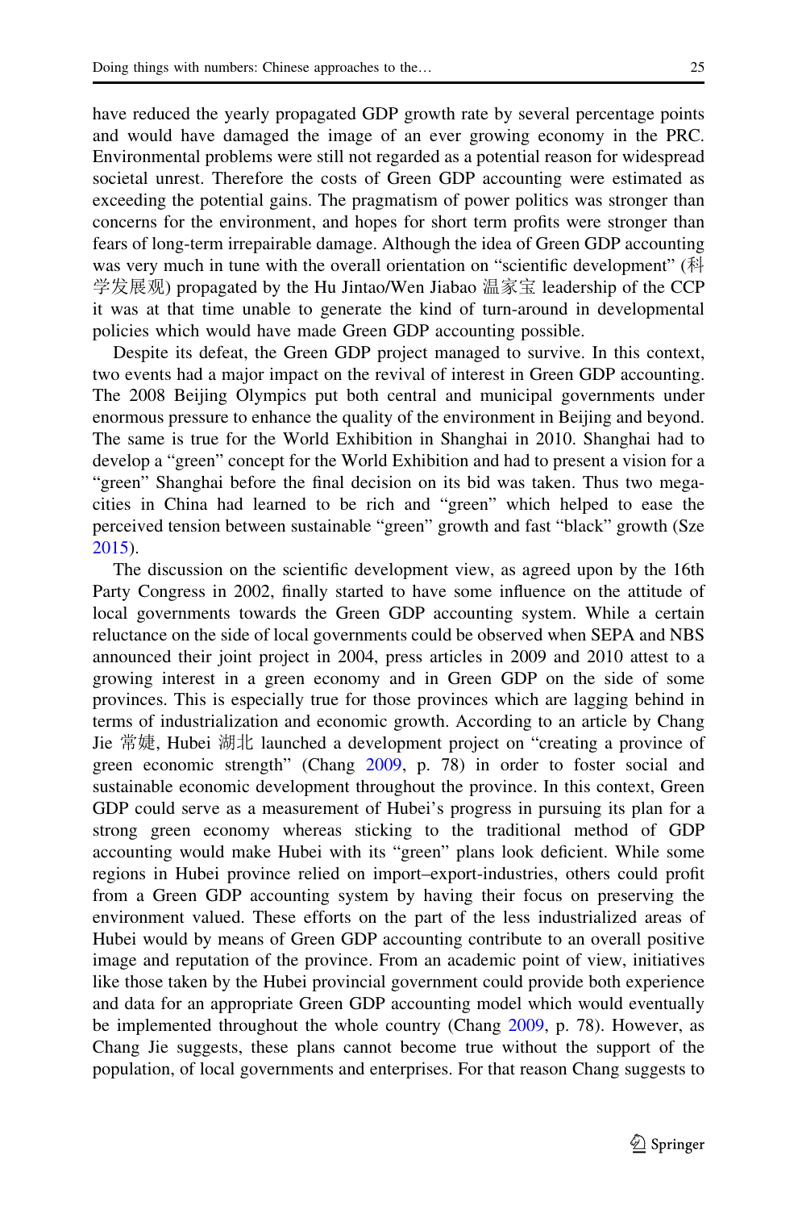have reduced the yearly propagated GDP growth rate by several percentage points and would have damaged the image of an ever growing economy in the PRC. Environmental problems were still not regarded as a potential reason for widespread societal unrest. Therefore the costs of Green GDP accounting were estimated as exceeding the potential gains. The pragmatism of power politics was stronger than concerns for the environment, and hopes for short term profits were stronger than fears of long-term irrepairable damage. Although the idea of Green GDP accounting was very much in tune with the overall orientation on "scientific development" (科学发展观) propagated by the Hu Jintao/Wen Jiabao 温家宝 leadership of the CCP it was at that time unable to generate the kind of turn-around in developmental policies which would have made Green GDP accounting possible.

Despite its defeat, the Green GDP project managed to survive. In this context, two events had a major impact on the revival of interest in Green GDP accounting. The 2008 Beijing Olympics put both central and municipal governments under enormous pressure to enhance the quality of the environment in Beijing and beyond. The same is true for the World Exhibition in Shanghai in 2010. Shanghai had to develop a "green" concept for the World Exhibition and had to present a vision for a "green" Shanghai before the final decision on its bid was taken. Thus two mega-cities in China had learned to be rich and "green" which helped to ease the perceived tension between sustainable "green" growth and fast "black" growth (Sze 2015).

The discussion on the scientific development view, as agreed upon by the 16th Party Congress in 2002, finally started to have some influence on the attitude of local governments towards the Green GDP accounting system. While a certain reluctance on the side of local governments could be observed when SEPA and NBS announced their joint project in 2004, press articles in 2009 and 2010 attest to a growing interest in a green economy and in Green GDP on the side of some provinces. This is especially true for those provinces which are lagging behind in terms of industrialization and economic growth. According to an article by Chang Jie 常婕, Hubei 湖北 launched a development project on "creating a province of green economic strength" (Chang 2009, p. 78) in order to foster social and sustainable economic development throughout the province. In this context, Green GDP could serve as a measurement of Hubei's progress in pursuing its plan for a strong green economy whereas sticking to the traditional method of GDP accounting would make Hubei with its "green" plans look deficient. While some regions in Hubei province relied on import–export-industries, others could profit from a Green GDP accounting system by having their focus on preserving the environment valued. These efforts on the part of the less industrialized areas of Hubei would by means of Green GDP accounting contribute to an overall positive image and reputation of the province. From an academic point of view, initiatives like those taken by the Hubei provincial government could provide both experience and data for an appropriate Green GDP accounting model which would eventually be implemented throughout the whole country (Chang 2009, p. 78). However, as Chang Jie suggests, these plans cannot become true without the support of the population, of local governments and enterprises. For that reason Chang suggests to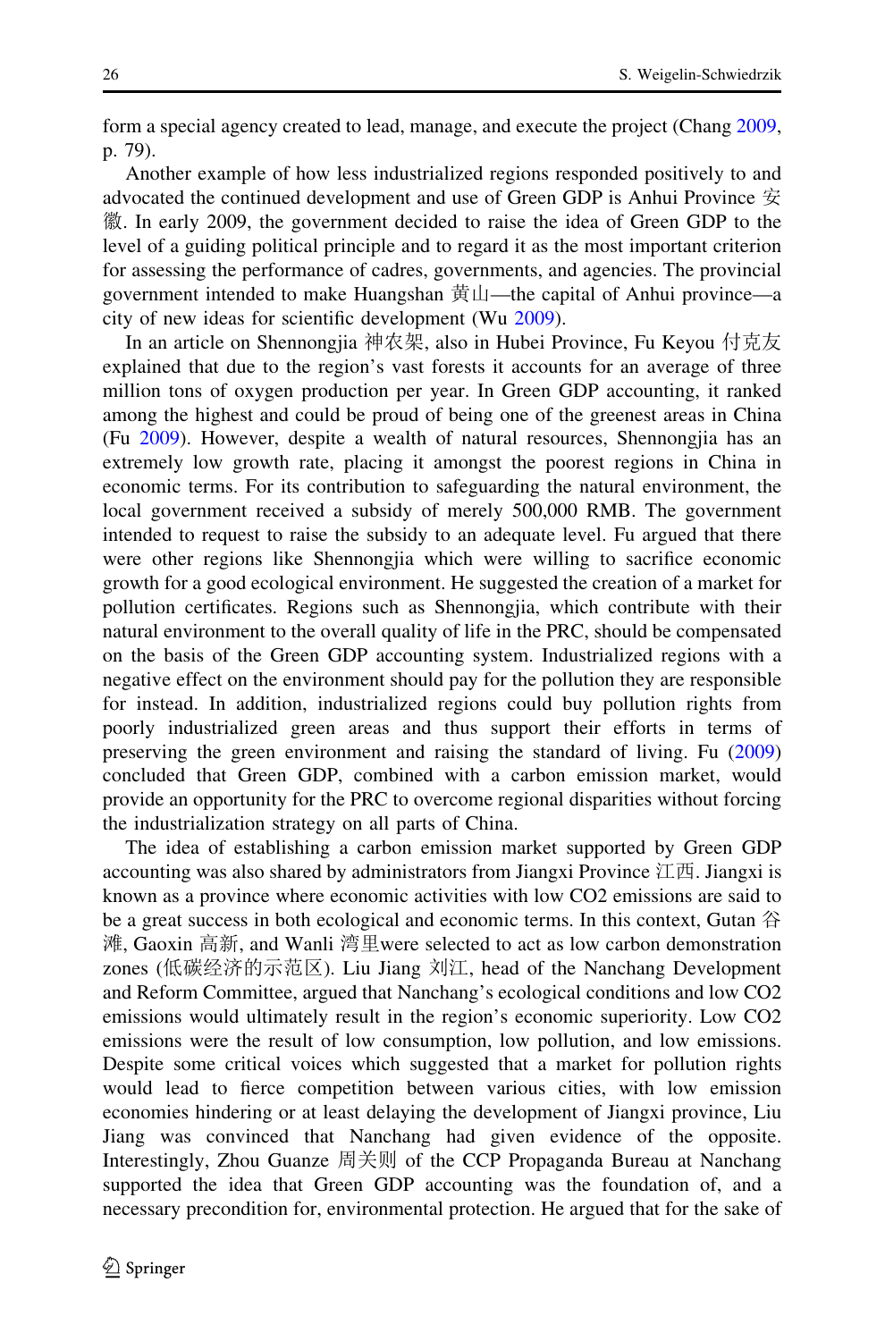form a special agency created to lead, manage, and execute the project (Chang 2009, p. 79).

Another example of how less industrialized regions responded positively to and advocated the continued development and use of Green GDP is Anhui Province 安徽. In early 2009, the government decided to raise the idea of Green GDP to the level of a guiding political principle and to regard it as the most important criterion for assessing the performance of cadres, governments, and agencies. The provincial government intended to make Huangshan 黄山—the capital of Anhui province—a city of new ideas for scientific development (Wu 2009).

In an article on Shennongjia 神农架, also in Hubei Province, Fu Keyou 付克友 explained that due to the region's vast forests it accounts for an average of three million tons of oxygen production per year. In Green GDP accounting, it ranked among the highest and could be proud of being one of the greenest areas in China (Fu 2009). However, despite a wealth of natural resources, Shennongjia has an extremely low growth rate, placing it amongst the poorest regions in China in economic terms. For its contribution to safeguarding the natural environment, the local government received a subsidy of merely 500,000 RMB. The government intended to request to raise the subsidy to an adequate level. Fu argued that there were other regions like Shennongjia which were willing to sacrifice economic growth for a good ecological environment. He suggested the creation of a market for pollution certificates. Regions such as Shennongjia, which contribute with their natural environment to the overall quality of life in the PRC, should be compensated on the basis of the Green GDP accounting system. Industrialized regions with a negative effect on the environment should pay for the pollution they are responsible for instead. In addition, industrialized regions could buy pollution rights from poorly industrialized green areas and thus support their efforts in terms of preserving the green environment and raising the standard of living. Fu (2009) concluded that Green GDP, combined with a carbon emission market, would provide an opportunity for the PRC to overcome regional disparities without forcing the industrialization strategy on all parts of China.

The idea of establishing a carbon emission market supported by Green GDP accounting was also shared by administrators from Jiangxi Province 江西. Jiangxi is known as a province where economic activities with low CO2 emissions are said to be a great success in both ecological and economic terms. In this context, Gutan 谷滩, Gaoxin 高新, and Wanli 湾里were selected to act as low carbon demonstration zones (低碳经济的示范区). Liu Jiang 刘江, head of the Nanchang Development and Reform Committee, argued that Nanchang's ecological conditions and low CO2 emissions would ultimately result in the region's economic superiority. Low CO2 emissions were the result of low consumption, low pollution, and low emissions. Despite some critical voices which suggested that a market for pollution rights would lead to fierce competition between various cities, with low emission economies hindering or at least delaying the development of Jiangxi province, Liu Jiang was convinced that Nanchang had given evidence of the opposite. Interestingly, Zhou Guanze 周关则 of the CCP Propaganda Bureau at Nanchang supported the idea that Green GDP accounting was the foundation of, and a necessary precondition for, environmental protection. He argued that for the sake of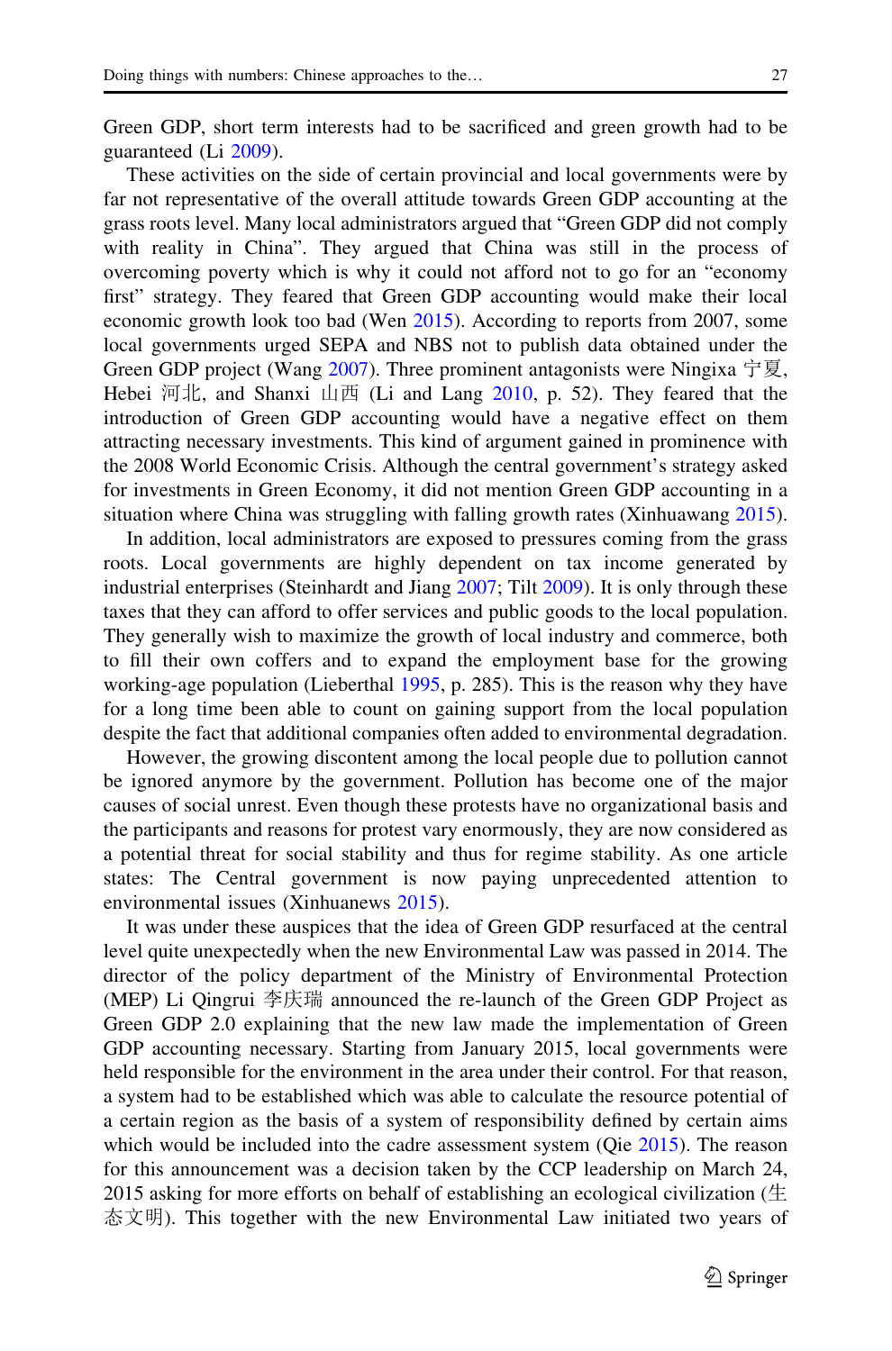Green GDP, short term interests had to be sacrificed and green growth had to be guaranteed (Li 2009).

These activities on the side of certain provincial and local governments were by far not representative of the overall attitude towards Green GDP accounting at the grass roots level. Many local administrators argued that “Green GDP did not comply with reality in China”. They argued that China was still in the process of overcoming poverty which is why it could not afford not to go for an “economy first” strategy. They feared that Green GDP accounting would make their local economic growth look too bad (Wen 2015). According to reports from 2007, some local governments urged SEPA and NBS not to publish data obtained under the Green GDP project (Wang 2007). Three prominent antagonists were Ningixa 宁夏, Hebei 河北, and Shanxi 山西 (Li and Lang 2010, p. 52). They feared that the introduction of Green GDP accounting would have a negative effect on them attracting necessary investments. This kind of argument gained in prominence with the 2008 World Economic Crisis. Although the central government’s strategy asked for investments in Green Economy, it did not mention Green GDP accounting in a situation where China was struggling with falling growth rates (Xinhuawang 2015).

In addition, local administrators are exposed to pressures coming from the grass roots. Local governments are highly dependent on tax income generated by industrial enterprises (Steinhardt and Jiang 2007; Tilt 2009). It is only through these taxes that they can afford to offer services and public goods to the local population. They generally wish to maximize the growth of local industry and commerce, both to fill their own coffers and to expand the employment base for the growing working-age population (Lieberthal 1995, p. 285). This is the reason why they have for a long time been able to count on gaining support from the local population despite the fact that additional companies often added to environmental degradation.

However, the growing discontent among the local people due to pollution cannot be ignored anymore by the government. Pollution has become one of the major causes of social unrest. Even though these protests have no organizational basis and the participants and reasons for protest vary enormously, they are now considered as a potential threat for social stability and thus for regime stability. As one article states: The Central government is now paying unprecedented attention to environmental issues (Xinhuanews 2015).

It was under these auspices that the idea of Green GDP resurfaced at the central level quite unexpectedly when the new Environmental Law was passed in 2014. The director of the policy department of the Ministry of Environmental Protection (MEP) Li Qingrui 李庆瑞 announced the re-launch of the Green GDP Project as Green GDP 2.0 explaining that the new law made the implementation of Green GDP accounting necessary. Starting from January 2015, local governments were held responsible for the environment in the area under their control. For that reason, a system had to be established which was able to calculate the resource potential of a certain region as the basis of a system of responsibility defined by certain aims which would be included into the cadre assessment system (Qie 2015). The reason for this announcement was a decision taken by the CCP leadership on March 24, 2015 asking for more efforts on behalf of establishing an ecological civilization (生态文明). This together with the new Environmental Law initiated two years of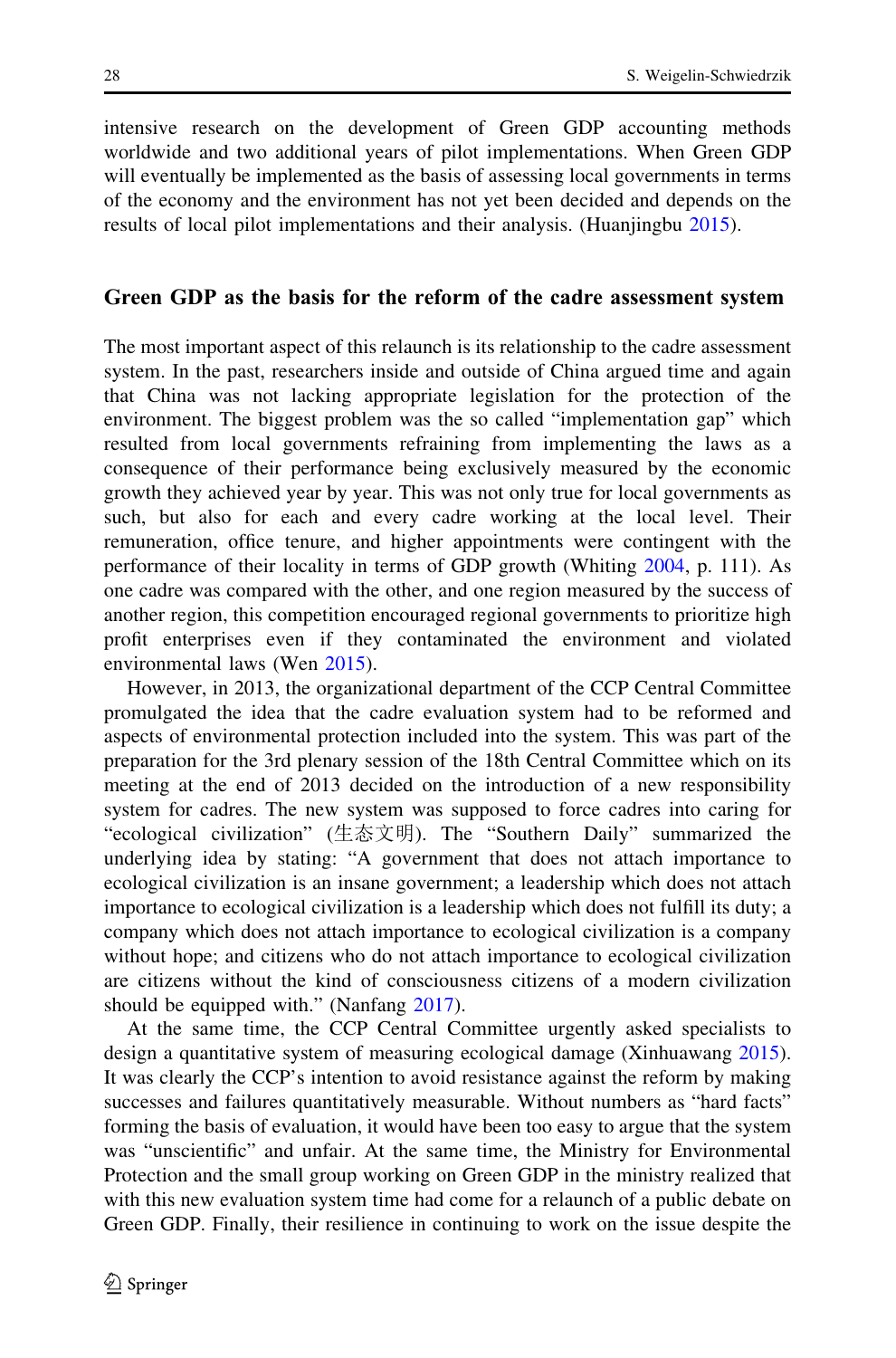intensive research on the development of Green GDP accounting methods worldwide and two additional years of pilot implementations. When Green GDP will eventually be implemented as the basis of assessing local governments in terms of the economy and the environment has not yet been decided and depends on the results of local pilot implementations and their analysis. (Huanjingbu 2015).

## Green GDP as the basis for the reform of the cadre assessment system

The most important aspect of this relaunch is its relationship to the cadre assessment system. In the past, researchers inside and outside of China argued time and again that China was not lacking appropriate legislation for the protection of the environment. The biggest problem was the so called "implementation gap" which resulted from local governments refraining from implementing the laws as a consequence of their performance being exclusively measured by the economic growth they achieved year by year. This was not only true for local governments as such, but also for each and every cadre working at the local level. Their remuneration, office tenure, and higher appointments were contingent with the performance of their locality in terms of GDP growth (Whiting 2004, p. 111). As one cadre was compared with the other, and one region measured by the success of another region, this competition encouraged regional governments to prioritize high profit enterprises even if they contaminated the environment and violated environmental laws (Wen 2015).

However, in 2013, the organizational department of the CCP Central Committee promulgated the idea that the cadre evaluation system had to be reformed and aspects of environmental protection included into the system. This was part of the preparation for the 3rd plenary session of the 18th Central Committee which on its meeting at the end of 2013 decided on the introduction of a new responsibility system for cadres. The new system was supposed to force cadres into caring for "ecological civilization" (生态文明). The "Southern Daily" summarized the underlying idea by stating: "A government that does not attach importance to ecological civilization is an insane government; a leadership which does not attach importance to ecological civilization is a leadership which does not fulfill its duty; a company which does not attach importance to ecological civilization is a company without hope; and citizens who do not attach importance to ecological civilization are citizens without the kind of consciousness citizens of a modern civilization should be equipped with." (Nanfang 2017).

At the same time, the CCP Central Committee urgently asked specialists to design a quantitative system of measuring ecological damage (Xinhuawang 2015). It was clearly the CCP's intention to avoid resistance against the reform by making successes and failures quantitatively measurable. Without numbers as "hard facts" forming the basis of evaluation, it would have been too easy to argue that the system was "unscientific" and unfair. At the same time, the Ministry for Environmental Protection and the small group working on Green GDP in the ministry realized that with this new evaluation system time had come for a relaunch of a public debate on Green GDP. Finally, their resilience in continuing to work on the issue despite the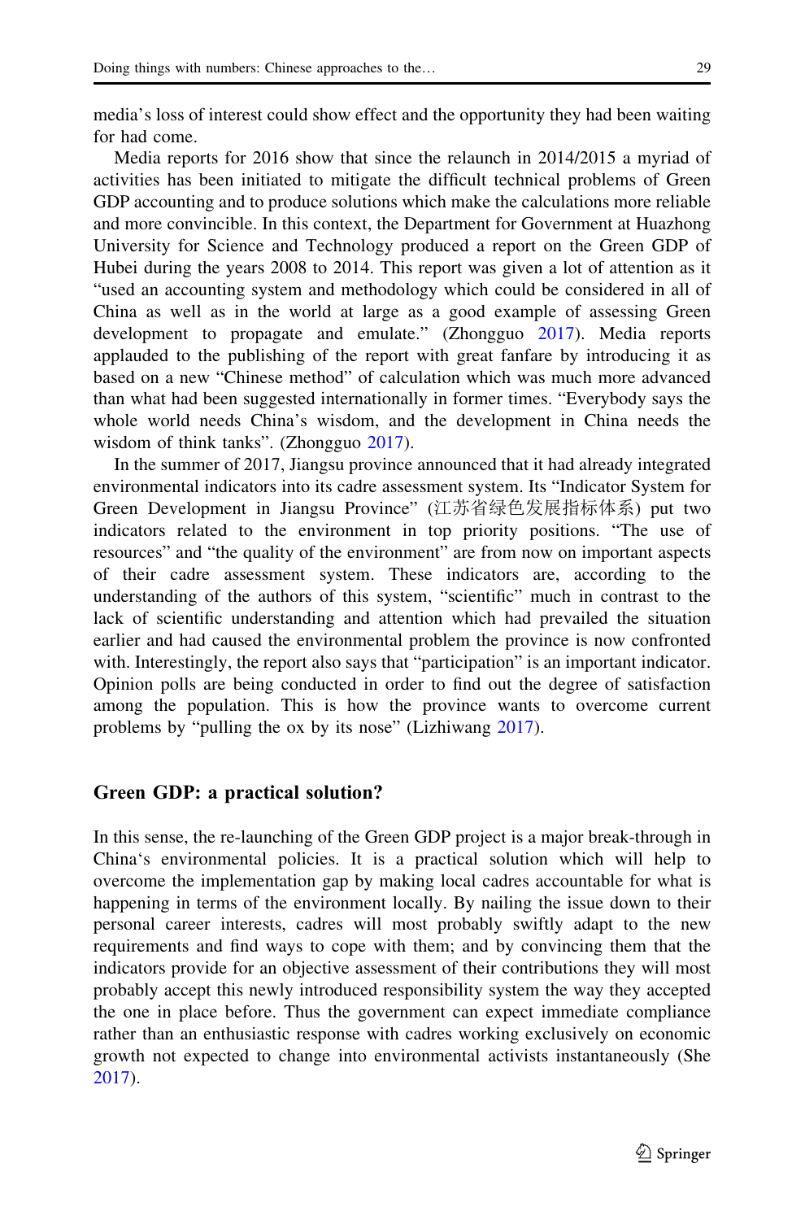media's loss of interest could show effect and the opportunity they had been waiting for had come.

Media reports for 2016 show that since the relaunch in 2014/2015 a myriad of activities has been initiated to mitigate the difficult technical problems of Green GDP accounting and to produce solutions which make the calculations more reliable and more convincible. In this context, the Department for Government at Huazhong University for Science and Technology produced a report on the Green GDP of Hubei during the years 2008 to 2014. This report was given a lot of attention as it "used an accounting system and methodology which could be considered in all of China as well as in the world at large as a good example of assessing Green development to propagate and emulate." (Zhongguo 2017). Media reports applauded to the publishing of the report with great fanfare by introducing it as based on a new "Chinese method" of calculation which was much more advanced than what had been suggested internationally in former times. "Everybody says the whole world needs China's wisdom, and the development in China needs the wisdom of think tanks". (Zhongguo 2017).

In the summer of 2017, Jiangsu province announced that it had already integrated environmental indicators into its cadre assessment system. Its "Indicator System for Green Development in Jiangsu Province" (江苏省绿色发展指标体系) put two indicators related to the environment in top priority positions. "The use of resources" and "the quality of the environment" are from now on important aspects of their cadre assessment system. These indicators are, according to the understanding of the authors of this system, "scientific" much in contrast to the lack of scientific understanding and attention which had prevailed the situation earlier and had caused the environmental problem the province is now confronted with. Interestingly, the report also says that "participation" is an important indicator. Opinion polls are being conducted in order to find out the degree of satisfaction among the population. This is how the province wants to overcome current problems by "pulling the ox by its nose" (Lizhiwang 2017).

## Green GDP: a practical solution?

In this sense, the re-launching of the Green GDP project is a major break-through in China's environmental policies. It is a practical solution which will help to overcome the implementation gap by making local cadres accountable for what is happening in terms of the environment locally. By nailing the issue down to their personal career interests, cadres will most probably swiftly adapt to the new requirements and find ways to cope with them; and by convincing them that the indicators provide for an objective assessment of their contributions they will most probably accept this newly introduced responsibility system the way they accepted the one in place before. Thus the government can expect immediate compliance rather than an enthusiastic response with cadres working exclusively on economic growth not expected to change into environmental activists instantaneously (She 2017).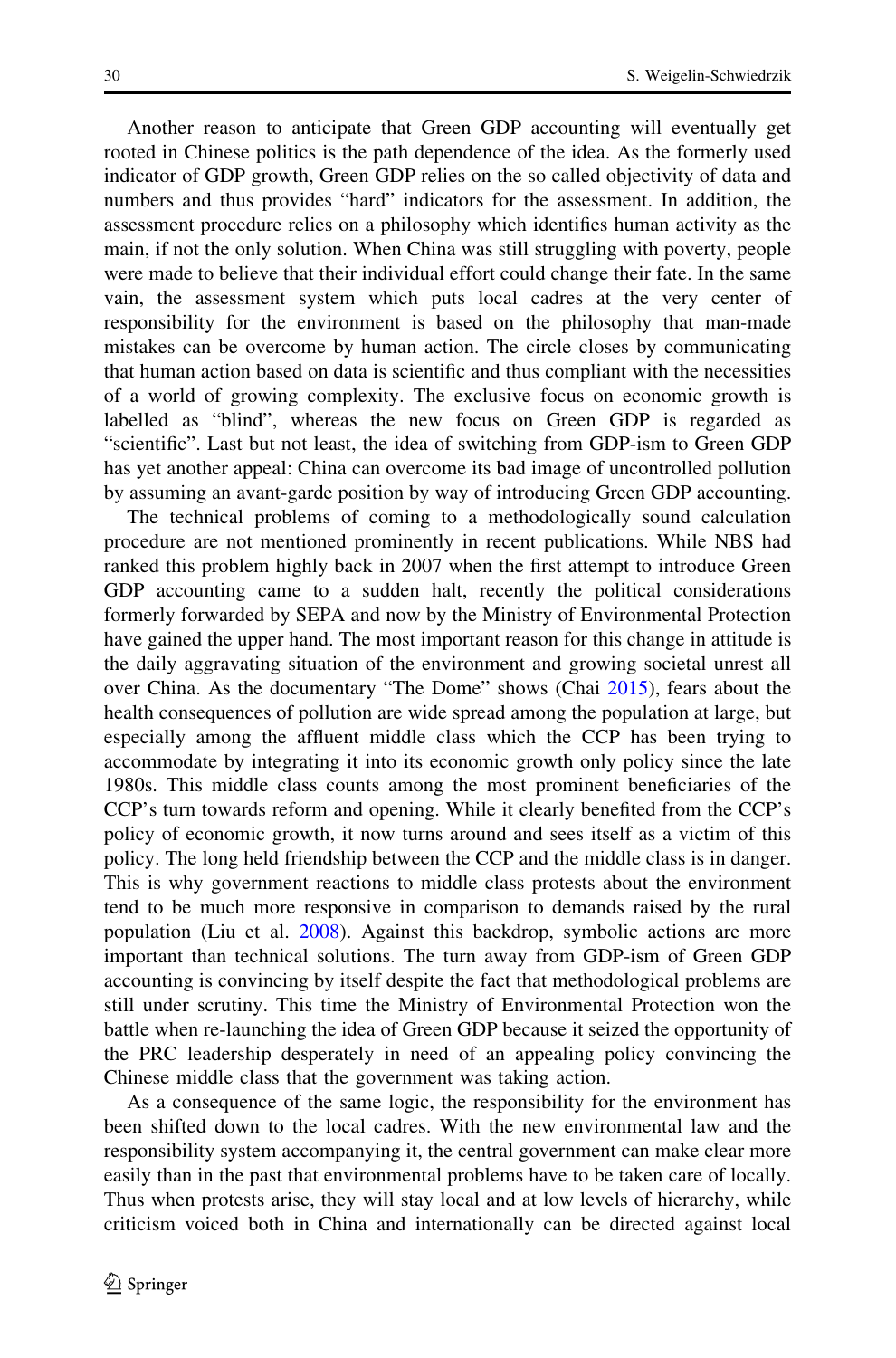Another reason to anticipate that Green GDP accounting will eventually get rooted in Chinese politics is the path dependence of the idea. As the formerly used indicator of GDP growth, Green GDP relies on the so called objectivity of data and numbers and thus provides "hard" indicators for the assessment. In addition, the assessment procedure relies on a philosophy which identifies human activity as the main, if not the only solution. When China was still struggling with poverty, people were made to believe that their individual effort could change their fate. In the same vain, the assessment system which puts local cadres at the very center of responsibility for the environment is based on the philosophy that man-made mistakes can be overcome by human action. The circle closes by communicating that human action based on data is scientific and thus compliant with the necessities of a world of growing complexity. The exclusive focus on economic growth is labelled as "blind", whereas the new focus on Green GDP is regarded as "scientific". Last but not least, the idea of switching from GDP-ism to Green GDP has yet another appeal: China can overcome its bad image of uncontrolled pollution by assuming an avant-garde position by way of introducing Green GDP accounting.

The technical problems of coming to a methodologically sound calculation procedure are not mentioned prominently in recent publications. While NBS had ranked this problem highly back in 2007 when the first attempt to introduce Green GDP accounting came to a sudden halt, recently the political considerations formerly forwarded by SEPA and now by the Ministry of Environmental Protection have gained the upper hand. The most important reason for this change in attitude is the daily aggravating situation of the environment and growing societal unrest all over China. As the documentary "The Dome" shows (Chai 2015), fears about the health consequences of pollution are wide spread among the population at large, but especially among the affluent middle class which the CCP has been trying to accommodate by integrating it into its economic growth only policy since the late 1980s. This middle class counts among the most prominent beneficiaries of the CCP's turn towards reform and opening. While it clearly benefited from the CCP's policy of economic growth, it now turns around and sees itself as a victim of this policy. The long held friendship between the CCP and the middle class is in danger. This is why government reactions to middle class protests about the environment tend to be much more responsive in comparison to demands raised by the rural population (Liu et al. 2008). Against this backdrop, symbolic actions are more important than technical solutions. The turn away from GDP-ism of Green GDP accounting is convincing by itself despite the fact that methodological problems are still under scrutiny. This time the Ministry of Environmental Protection won the battle when re-launching the idea of Green GDP because it seized the opportunity of the PRC leadership desperately in need of an appealing policy convincing the Chinese middle class that the government was taking action.

As a consequence of the same logic, the responsibility for the environment has been shifted down to the local cadres. With the new environmental law and the responsibility system accompanying it, the central government can make clear more easily than in the past that environmental problems have to be taken care of locally. Thus when protests arise, they will stay local and at low levels of hierarchy, while criticism voiced both in China and internationally can be directed against local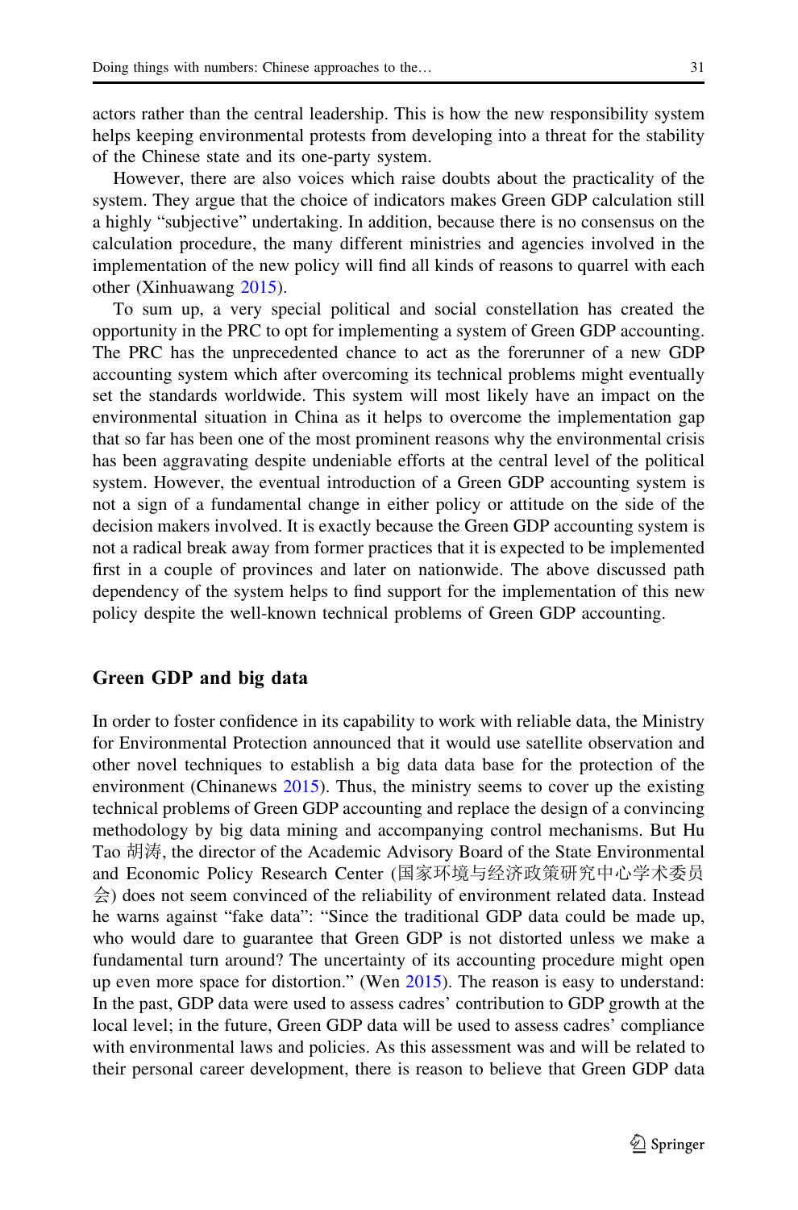actors rather than the central leadership. This is how the new responsibility system helps keeping environmental protests from developing into a threat for the stability of the Chinese state and its one-party system.

However, there are also voices which raise doubts about the practicality of the system. They argue that the choice of indicators makes Green GDP calculation still a highly "subjective" undertaking. In addition, because there is no consensus on the calculation procedure, the many different ministries and agencies involved in the implementation of the new policy will find all kinds of reasons to quarrel with each other (Xinhuawang 2015).

To sum up, a very special political and social constellation has created the opportunity in the PRC to opt for implementing a system of Green GDP accounting. The PRC has the unprecedented chance to act as the forerunner of a new GDP accounting system which after overcoming its technical problems might eventually set the standards worldwide. This system will most likely have an impact on the environmental situation in China as it helps to overcome the implementation gap that so far has been one of the most prominent reasons why the environmental crisis has been aggravating despite undeniable efforts at the central level of the political system. However, the eventual introduction of a Green GDP accounting system is not a sign of a fundamental change in either policy or attitude on the side of the decision makers involved. It is exactly because the Green GDP accounting system is not a radical break away from former practices that it is expected to be implemented first in a couple of provinces and later on nationwide. The above discussed path dependency of the system helps to find support for the implementation of this new policy despite the well-known technical problems of Green GDP accounting.

## Green GDP and big data

In order to foster confidence in its capability to work with reliable data, the Ministry for Environmental Protection announced that it would use satellite observation and other novel techniques to establish a big data data base for the protection of the environment (Chinanews 2015). Thus, the ministry seems to cover up the existing technical problems of Green GDP accounting and replace the design of a convincing methodology by big data mining and accompanying control mechanisms. But Hu Tao 胡涛, the director of the Academic Advisory Board of the State Environmental and Economic Policy Research Center (国家环境与经济政策研究中心学术委员会) does not seem convinced of the reliability of environment related data. Instead he warns against "fake data": "Since the traditional GDP data could be made up, who would dare to guarantee that Green GDP is not distorted unless we make a fundamental turn around? The uncertainty of its accounting procedure might open up even more space for distortion." (Wen 2015). The reason is easy to understand: In the past, GDP data were used to assess cadres' contribution to GDP growth at the local level; in the future, Green GDP data will be used to assess cadres' compliance with environmental laws and policies. As this assessment was and will be related to their personal career development, there is reason to believe that Green GDP data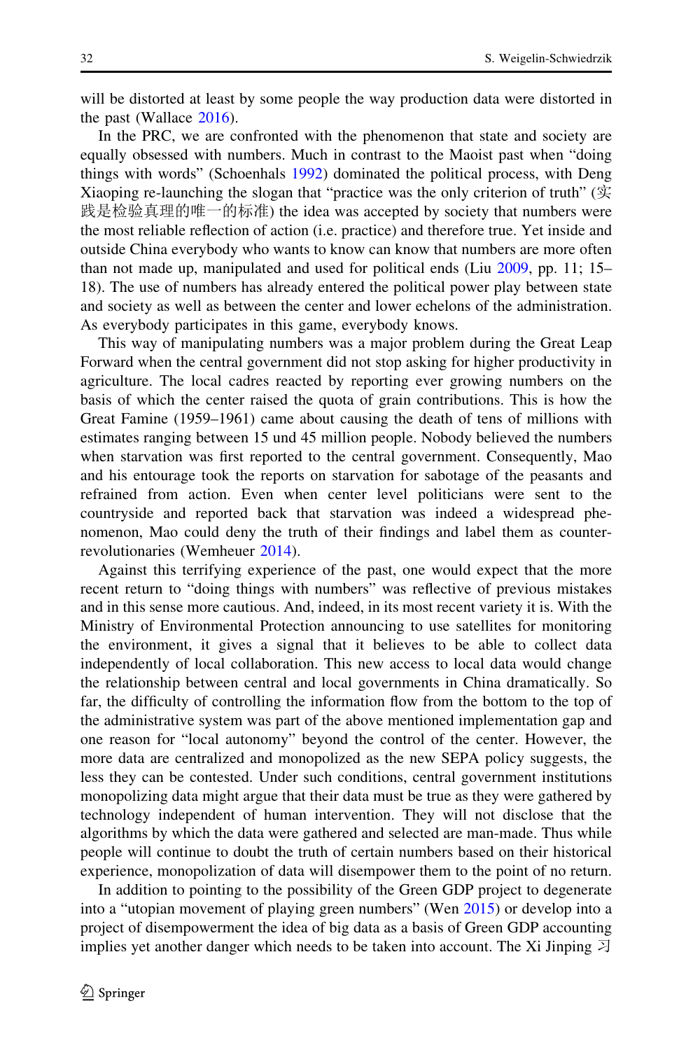will be distorted at least by some people the way production data were distorted in the past (Wallace 2016).

In the PRC, we are confronted with the phenomenon that state and society are equally obsessed with numbers. Much in contrast to the Maoist past when "doing things with words" (Schoenhals 1992) dominated the political process, with Deng Xiaoping re-launching the slogan that "practice was the only criterion of truth" (实践是检验真理的唯一的标准) the idea was accepted by society that numbers were the most reliable reflection of action (i.e. practice) and therefore true. Yet inside and outside China everybody who wants to know can know that numbers are more often than not made up, manipulated and used for political ends (Liu 2009, pp. 11; 15–18). The use of numbers has already entered the political power play between state and society as well as between the center and lower echelons of the administration. As everybody participates in this game, everybody knows.

This way of manipulating numbers was a major problem during the Great Leap Forward when the central government did not stop asking for higher productivity in agriculture. The local cadres reacted by reporting ever growing numbers on the basis of which the center raised the quota of grain contributions. This is how the Great Famine (1959–1961) came about causing the death of tens of millions with estimates ranging between 15 und 45 million people. Nobody believed the numbers when starvation was first reported to the central government. Consequently, Mao and his entourage took the reports on starvation for sabotage of the peasants and refrained from action. Even when center level politicians were sent to the countryside and reported back that starvation was indeed a widespread phenomenon, Mao could deny the truth of their findings and label them as counter-revolutionaries (Wemheuer 2014).

Against this terrifying experience of the past, one would expect that the more recent return to "doing things with numbers" was reflective of previous mistakes and in this sense more cautious. And, indeed, in its most recent variety it is. With the Ministry of Environmental Protection announcing to use satellites for monitoring the environment, it gives a signal that it believes to be able to collect data independently of local collaboration. This new access to local data would change the relationship between central and local governments in China dramatically. So far, the difficulty of controlling the information flow from the bottom to the top of the administrative system was part of the above mentioned implementation gap and one reason for "local autonomy" beyond the control of the center. However, the more data are centralized and monopolized as the new SEPA policy suggests, the less they can be contested. Under such conditions, central government institutions monopolizing data might argue that their data must be true as they were gathered by technology independent of human intervention. They will not disclose that the algorithms by which the data were gathered and selected are man-made. Thus while people will continue to doubt the truth of certain numbers based on their historical experience, monopolization of data will disempower them to the point of no return.

In addition to pointing to the possibility of the Green GDP project to degenerate into a "utopian movement of playing green numbers" (Wen 2015) or develop into a project of disempowerment the idea of big data as a basis of Green GDP accounting implies yet another danger which needs to be taken into account. The Xi Jinping 习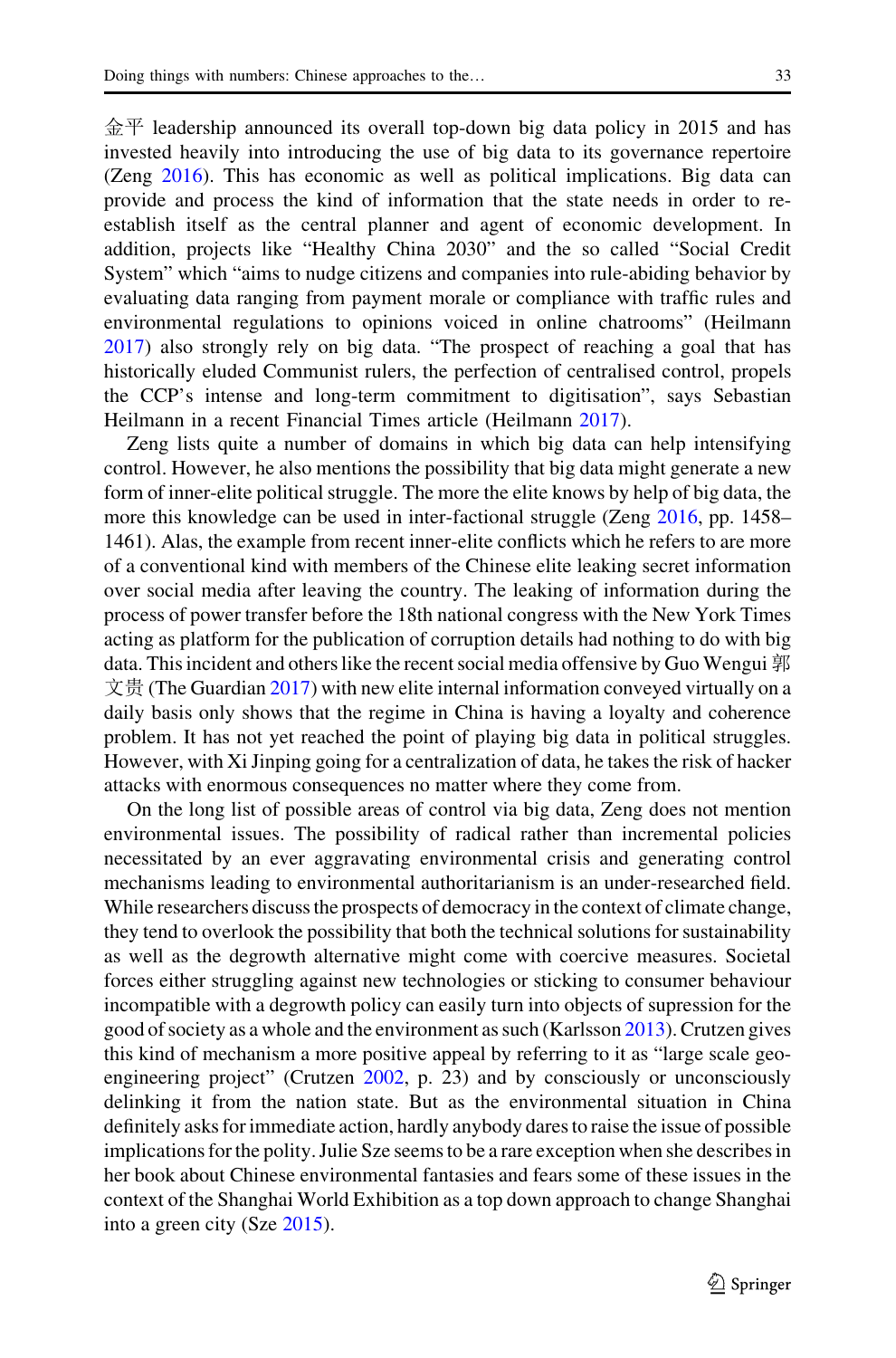金平 leadership announced its overall top-down big data policy in 2015 and has invested heavily into introducing the use of big data to its governance repertoire (Zeng 2016). This has economic as well as political implications. Big data can provide and process the kind of information that the state needs in order to re-establish itself as the central planner and agent of economic development. In addition, projects like "Healthy China 2030" and the so called "Social Credit System" which "aims to nudge citizens and companies into rule-abiding behavior by evaluating data ranging from payment morale or compliance with traffic rules and environmental regulations to opinions voiced in online chatrooms" (Heilmann 2017) also strongly rely on big data. "The prospect of reaching a goal that has historically eluded Communist rulers, the perfection of centralised control, propels the CCP's intense and long-term commitment to digitisation", says Sebastian Heilmann in a recent Financial Times article (Heilmann 2017).

Zeng lists quite a number of domains in which big data can help intensifying control. However, he also mentions the possibility that big data might generate a new form of inner-elite political struggle. The more the elite knows by help of big data, the more this knowledge can be used in inter-factional struggle (Zeng 2016, pp. 1458–1461). Alas, the example from recent inner-elite conflicts which he refers to are more of a conventional kind with members of the Chinese elite leaking secret information over social media after leaving the country. The leaking of information during the process of power transfer before the 18th national congress with the New York Times acting as platform for the publication of corruption details had nothing to do with big data. This incident and others like the recent social media offensive by Guo Wengui 郭文贵 (The Guardian 2017) with new elite internal information conveyed virtually on a daily basis only shows that the regime in China is having a loyalty and coherence problem. It has not yet reached the point of playing big data in political struggles. However, with Xi Jinping going for a centralization of data, he takes the risk of hacker attacks with enormous consequences no matter where they come from.

On the long list of possible areas of control via big data, Zeng does not mention environmental issues. The possibility of radical rather than incremental policies necessitated by an ever aggravating environmental crisis and generating control mechanisms leading to environmental authoritarianism is an under-researched field. While researchers discuss the prospects of democracy in the context of climate change, they tend to overlook the possibility that both the technical solutions for sustainability as well as the degrowth alternative might come with coercive measures. Societal forces either struggling against new technologies or sticking to consumer behaviour incompatible with a degrowth policy can easily turn into objects of supression for the good of society as a whole and the environment as such (Karlsson 2013). Crutzen gives this kind of mechanism a more positive appeal by referring to it as "large scale geo-engineering project" (Crutzen 2002, p. 23) and by consciously or unconsciously delinking it from the nation state. But as the environmental situation in China definitely asks for immediate action, hardly anybody dares to raise the issue of possible implications for the polity. Julie Sze seems to be a rare exception when she describes in her book about Chinese environmental fantasies and fears some of these issues in the context of the Shanghai World Exhibition as a top down approach to change Shanghai into a green city (Sze 2015).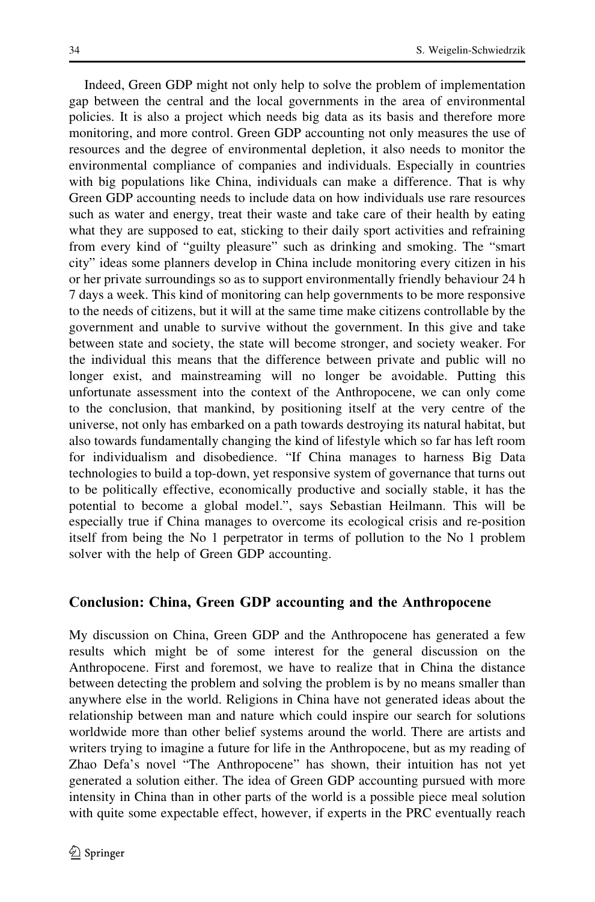Indeed, Green GDP might not only help to solve the problem of implementation gap between the central and the local governments in the area of environmental policies. It is also a project which needs big data as its basis and therefore more monitoring, and more control. Green GDP accounting not only measures the use of resources and the degree of environmental depletion, it also needs to monitor the environmental compliance of companies and individuals. Especially in countries with big populations like China, individuals can make a difference. That is why Green GDP accounting needs to include data on how individuals use rare resources such as water and energy, treat their waste and take care of their health by eating what they are supposed to eat, sticking to their daily sport activities and refraining from every kind of "guilty pleasure" such as drinking and smoking. The "smart city" ideas some planners develop in China include monitoring every citizen in his or her private surroundings so as to support environmentally friendly behaviour 24 h 7 days a week. This kind of monitoring can help governments to be more responsive to the needs of citizens, but it will at the same time make citizens controllable by the government and unable to survive without the government. In this give and take between state and society, the state will become stronger, and society weaker. For the individual this means that the difference between private and public will no longer exist, and mainstreaming will no longer be avoidable. Putting this unfortunate assessment into the context of the Anthropocene, we can only come to the conclusion, that mankind, by positioning itself at the very centre of the universe, not only has embarked on a path towards destroying its natural habitat, but also towards fundamentally changing the kind of lifestyle which so far has left room for individualism and disobedience. "If China manages to harness Big Data technologies to build a top-down, yet responsive system of governance that turns out to be politically effective, economically productive and socially stable, it has the potential to become a global model.", says Sebastian Heilmann. This will be especially true if China manages to overcome its ecological crisis and re-position itself from being the No 1 perpetrator in terms of pollution to the No 1 problem solver with the help of Green GDP accounting.

## Conclusion: China, Green GDP accounting and the Anthropocene

My discussion on China, Green GDP and the Anthropocene has generated a few results which might be of some interest for the general discussion on the Anthropocene. First and foremost, we have to realize that in China the distance between detecting the problem and solving the problem is by no means smaller than anywhere else in the world. Religions in China have not generated ideas about the relationship between man and nature which could inspire our search for solutions worldwide more than other belief systems around the world. There are artists and writers trying to imagine a future for life in the Anthropocene, but as my reading of Zhao Defa's novel "The Anthropocene" has shown, their intuition has not yet generated a solution either. The idea of Green GDP accounting pursued with more intensity in China than in other parts of the world is a possible piece meal solution with quite some expectable effect, however, if experts in the PRC eventually reach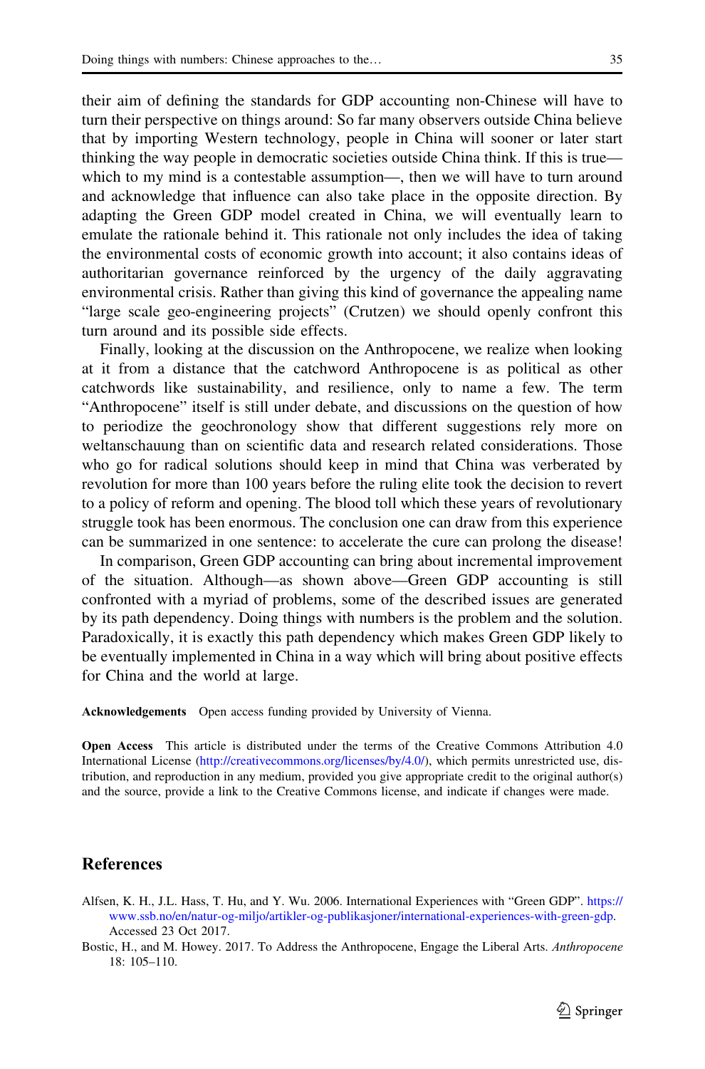their aim of defining the standards for GDP accounting non-Chinese will have to turn their perspective on things around: So far many observers outside China believe that by importing Western technology, people in China will sooner or later start thinking the way people in democratic societies outside China think. If this is true—which to my mind is a contestable assumption—, then we will have to turn around and acknowledge that influence can also take place in the opposite direction. By adapting the Green GDP model created in China, we will eventually learn to emulate the rationale behind it. This rationale not only includes the idea of taking the environmental costs of economic growth into account; it also contains ideas of authoritarian governance reinforced by the urgency of the daily aggravating environmental crisis. Rather than giving this kind of governance the appealing name "large scale geo-engineering projects" (Crutzen) we should openly confront this turn around and its possible side effects.

Finally, looking at the discussion on the Anthropocene, we realize when looking at it from a distance that the catchword Anthropocene is as political as other catchwords like sustainability, and resilience, only to name a few. The term "Anthropocene" itself is still under debate, and discussions on the question of how to periodize the geochronology show that different suggestions rely more on weltanschauung than on scientific data and research related considerations. Those who go for radical solutions should keep in mind that China was verberated by revolution for more than 100 years before the ruling elite took the decision to revert to a policy of reform and opening. The blood toll which these years of revolutionary struggle took has been enormous. The conclusion one can draw from this experience can be summarized in one sentence: to accelerate the cure can prolong the disease!

In comparison, Green GDP accounting can bring about incremental improvement of the situation. Although—as shown above—Green GDP accounting is still confronted with a myriad of problems, some of the described issues are generated by its path dependency. Doing things with numbers is the problem and the solution. Paradoxically, it is exactly this path dependency which makes Green GDP likely to be eventually implemented in China in a way which will bring about positive effects for China and the world at large.

**Acknowledgements** Open access funding provided by University of Vienna.

**Open Access** This article is distributed under the terms of the Creative Commons Attribution 4.0 International License (http://creativecommons.org/licenses/by/4.0/), which permits unrestricted use, distribution, and reproduction in any medium, provided you give appropriate credit to the original author(s) and the source, provide a link to the Creative Commons license, and indicate if changes were made.

## References

Alfsen, K. H., J.L. Hass, T. Hu, and Y. Wu. 2006. International Experiences with "Green GDP". https://www.ssb.no/en/natur-og-miljo/artikler-og-publikasjoner/international-experiences-with-green-gdp. Accessed 23 Oct 2017.

Bostic, H., and M. Howey. 2017. To Address the Anthropocene, Engage the Liberal Arts. *Anthropocene* 18: 105–110.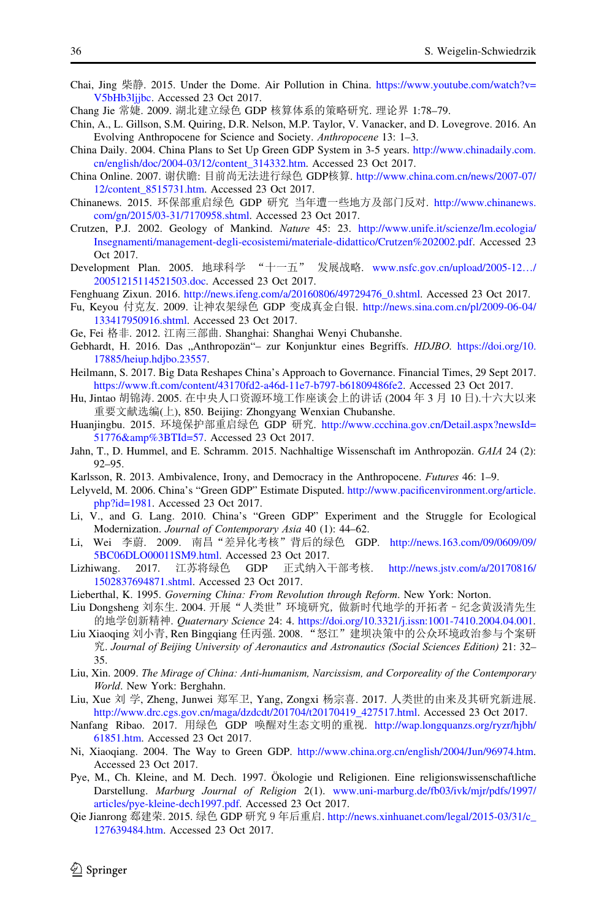Chai, Jing 柴静. 2015. Under the Dome. Air Pollution in China. https://www.youtube.com/watch?v=V5bHb3ljjbc. Accessed 23 Oct 2017.

Chang Jie 常婕. 2009. 湖北建立绿色 GDP 核算体系的策略研究. 理论界 1:78–79.

Chin, A., L. Gillson, S.M. Quiring, D.R. Nelson, M.P. Taylor, V. Vanacker, and D. Lovegrove. 2016. An Evolving Anthropocene for Science and Society. *Anthropocene* 13: 1–3.

China Daily. 2004. China Plans to Set Up Green GDP System in 3-5 years. http://www.chinadaily.com.cn/english/doc/2004-03/12/content_314332.htm. Accessed 23 Oct 2017.

China Online. 2007. 谢伏瞻: 目前尚无法进行绿色 GDP核算. http://www.china.com.cn/news/2007-07/12/content_8515731.htm. Accessed 23 Oct 2017.

Chinanews. 2015. 环保部重启绿色 GDP 研究 当年遭一些地方及部门反对. http://www.chinanews.com/gn/2015/03-31/7170958.shtml. Accessed 23 Oct 2017.

Crutzen, P.J. 2002. Geology of Mankind. *Nature* 45: 23. http://www.unife.it/scienze/lm.ecologia/Insegnamenti/management-degli-ecosistemi/materiale-didattico/Crutzen%202002.pdf. Accessed 23 Oct 2017.

Development Plan. 2005. 地球科学 "十一五" 发展战略. www.nsfc.gov.cn/upload/2005-12…/20051215114521503.doc. Accessed 23 Oct 2017.

Fenghuang Zixun. 2016. http://news.ifeng.com/a/20160806/49729476_0.shtml. Accessed 23 Oct 2017.

Fu, Keyou 付克友. 2009. 让神农架绿色 GDP 变成真金白银. http://news.sina.com.cn/pl/2009-06-04/133417950916.shtml. Accessed 23 Oct 2017.

Ge, Fei 格非. 2012. 江南三部曲. Shanghai: Shanghai Wenyi Chubanshe.

Gebhardt, H. 2016. Das „Anthropozän"– zur Konjunktur eines Begriffs. *HDJBO*. https://doi.org/10.17885/heiup.hdjbo.23557.

Heilmann, S. 2017. Big Data Reshapes China's Approach to Governance. Financial Times, 29 Sept 2017. https://www.ft.com/content/43170fd2-a46d-11e7-b797-b61809486fe2. Accessed 23 Oct 2017.

Hu, Jintao 胡锦涛. 2005. 在中央人口资源环境工作座谈会上的讲话 (2004 年 3 月 10 日).十六大以来重要文献选编(上), 850. Beijing: Zhongyang Wenxian Chubanshe.

Huanjingbu. 2015. 环境保护部重启绿色 GDP 研究. http://www.ccchina.gov.cn/Detail.aspx?newsId=51776&amp%3BTId=57. Accessed 23 Oct 2017.

Jahn, T., D. Hummel, and E. Schramm. 2015. Nachhaltige Wissenschaft im Anthropozän. *GAIA* 24 (2): 92–95.

Karlsson, R. 2013. Ambivalence, Irony, and Democracy in the Anthropocene. *Futures* 46: 1–9.

Lelyveld, M. 2006. China's "Green GDP" Estimate Disputed. http://www.pacificenvironment.org/article.php?id=1981. Accessed 23 Oct 2017.

Li, V., and G. Lang. 2010. China's "Green GDP" Experiment and the Struggle for Ecological Modernization. *Journal of Contemporary Asia* 40 (1): 44–62.

Li, Wei 李蔚. 2009. 南昌"差异化考核"背后的绿色 GDP. http://news.163.com/09/0609/09/5BC06DLO00011SM9.html. Accessed 23 Oct 2017.

Lizhiwang. 2017. 江苏将绿色 GDP 正式纳入干部考核. http://news.jstv.com/a/20170816/1502837694871.shtml. Accessed 23 Oct 2017.

Lieberthal, K. 1995. *Governing China: From Revolution through Reform*. New York: Norton.

Liu Dongsheng 刘东生. 2004. 开展"人类世"环境研究, 做新时代地学的开拓者－纪念黄汲清先生的地学创新精神. *Quaternary Science* 24: 4. https://doi.org/10.3321/j.issn:1001-7410.2004.04.001.

Liu Xiaoqing 刘小青, Ren Bingqiang 任丙强. 2008. "怒江"建坝决策中的公众环境政治参与个案研究. *Journal of Beijing University of Aeronautics and Astronautics (Social Sciences Edition)* 21: 32–35.

Liu, Xin. 2009. *The Mirage of China: Anti-humanism, Narcissism, and Corporeality of the Contemporary World*. New York: Berghahn.

Liu, Xue 刘学, Zheng, Junwei 郑军卫, Yang, Zongxi 杨宗喜. 2017. 人类世的由来及其研究新进展. http://www.drc.cgs.gov.cn/maga/dzdcdt/201704/t20170419_427517.html. Accessed 23 Oct 2017.

Nanfang Ribao. 2017. 用绿色 GDP 唤醒对生态文明的重视. http://wap.longquanzs.org/ryzr/hjbh/61851.htm. Accessed 23 Oct 2017.

Ni, Xiaoqiang. 2004. The Way to Green GDP. http://www.china.org.cn/english/2004/Jun/96974.htm. Accessed 23 Oct 2017.

Pye, M., Ch. Kleine, and M. Dech. 1997. Ökologie und Religionen. Eine religionswissenschaftliche Darstellung. *Marburg Journal of Religion* 2(1). www.uni-marburg.de/fb03/ivk/mjr/pdfs/1997/articles/pye-kleine-dech1997.pdf. Accessed 23 Oct 2017.

Qie Jianrong 郄建荣. 2015. 绿色 GDP 研究 9 年后重启. http://news.xinhuanet.com/legal/2015-03/31/c_127639484.htm. Accessed 23 Oct 2017.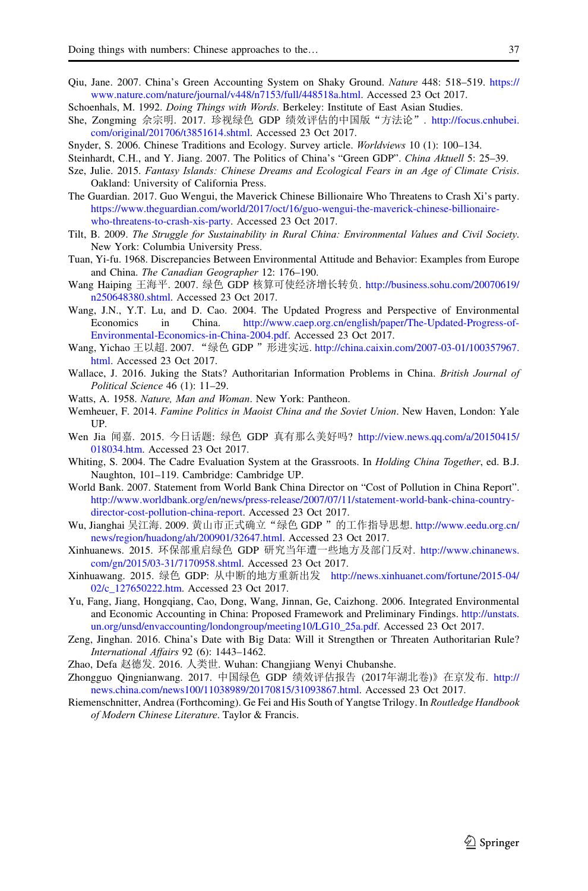Qiu, Jane. 2007. China's Green Accounting System on Shaky Ground. *Nature* 448: 518–519. https://www.nature.com/nature/journal/v448/n7153/full/448518a.html. Accessed 23 Oct 2017.

Schoenhals, M. 1992. *Doing Things with Words*. Berkeley: Institute of East Asian Studies.

She, Zongming 佘宗明. 2017. 珍视绿色 GDP 绩效评估的中国版"方法论". http://focus.cnhubei.com/original/201706/t3851614.shtml. Accessed 23 Oct 2017.

Snyder, S. 2006. Chinese Traditions and Ecology. Survey article. *Worldviews* 10 (1): 100–134.

Steinhardt, C.H., and Y. Jiang. 2007. The Politics of China's "Green GDP". *China Aktuell* 5: 25–39.

Sze, Julie. 2015. *Fantasy Islands: Chinese Dreams and Ecological Fears in an Age of Climate Crisis*. Oakland: University of California Press.

The Guardian. 2017. Guo Wengui, the Maverick Chinese Billionaire Who Threatens to Crash Xi's party. https://www.theguardian.com/world/2017/oct/16/guo-wengui-the-maverick-chinese-billionaire-who-threatens-to-crash-xis-party. Accessed 23 Oct 2017.

Tilt, B. 2009. *The Struggle for Sustainability in Rural China: Environmental Values and Civil Society*. New York: Columbia University Press.

Tuan, Yi-fu. 1968. Discrepancies Between Environmental Attitude and Behavior: Examples from Europe and China. *The Canadian Geographer* 12: 176–190.

Wang Haiping 王海平. 2007. 绿色 GDP 核算可使经济增长转负. http://business.sohu.com/20070619/n250648380.shtml. Accessed 23 Oct 2017.

Wang, J.N., Y.T. Lu, and D. Cao. 2004. The Updated Progress and Perspective of Environmental Economics in China. http://www.caep.org.cn/english/paper/The-Updated-Progress-of-Environmental-Economics-in-China-2004.pdf. Accessed 23 Oct 2017.

Wang, Yichao 王以超. 2007. "绿色 GDP" 形进实远. http://china.caixin.com/2007-03-01/100357967.html. Accessed 23 Oct 2017.

Wallace, J. 2016. Juking the Stats? Authoritarian Information Problems in China. *British Journal of Political Science* 46 (1): 11–29.

Watts, A. 1958. *Nature, Man and Woman*. New York: Pantheon.

Wemheuer, F. 2014. *Famine Politics in Maoist China and the Soviet Union*. New Haven, London: Yale UP.

Wen Jia 闻嘉. 2015. 今日话题: 绿色 GDP 真有那么美好吗? http://view.news.qq.com/a/20150415/018034.htm. Accessed 23 Oct 2017.

Whiting, S. 2004. The Cadre Evaluation System at the Grassroots. In *Holding China Together*, ed. B.J. Naughton, 101–119. Cambridge: Cambridge UP.

World Bank. 2007. Statement from World Bank China Director on "Cost of Pollution in China Report". http://www.worldbank.org/en/news/press-release/2007/07/11/statement-world-bank-china-country-director-cost-pollution-china-report. Accessed 23 Oct 2017.

Wu, Jianghai 吴江海. 2009. 黄山市正式确立"绿色 GDP"的工作指导思想. http://www.eedu.org.cn/news/region/huadong/ah/200901/32647.html. Accessed 23 Oct 2017.

Xinhuanews. 2015. 环保部重启绿色 GDP 研究当年遭一些地方及部门反对. http://www.chinanews.com/gn/2015/03-31/7170958.shtml. Accessed 23 Oct 2017.

Xinhuawang. 2015. 绿色 GDP: 从中断的地方重新出发 http://news.xinhuanet.com/fortune/2015-04/02/c_127650222.htm. Accessed 23 Oct 2017.

Yu, Fang, Jiang, Hongqiang, Cao, Dong, Wang, Jinnan, Ge, Caizhong. 2006. Integrated Environmental and Economic Accounting in China: Proposed Framework and Preliminary Findings. http://unstats.un.org/unsd/envaccounting/londongroup/meeting10/LG10_25a.pdf. Accessed 23 Oct 2017.

Zeng, Jinghan. 2016. China's Date with Big Data: Will it Strengthen or Threaten Authoritarian Rule? *International Affairs* 92 (6): 1443–1462.

Zhao, Defa 赵德发. 2016. 人类世. Wuhan: Changjiang Wenyi Chubanshe.

Zhongguo Qingnianwang. 2017. 中国绿色 GDP 绩效评估报告 (2017年湖北卷)》在京发布. http://news.china.com/news100/11038989/20170815/31093867.html. Accessed 23 Oct 2017.

Riemenschnitter, Andrea (Forthcoming). Ge Fei and His South of Yangtse Trilogy. In *Routledge Handbook of Modern Chinese Literature*. Taylor & Francis.